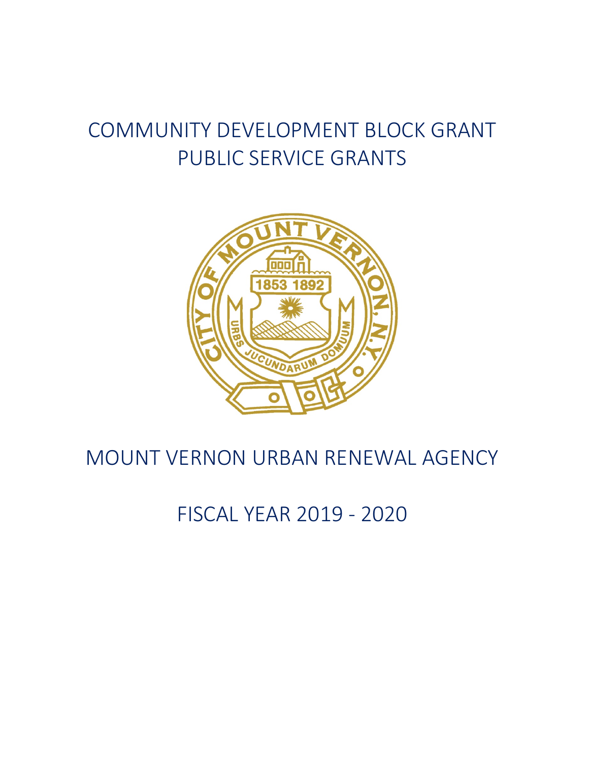# COMMUNITY DEVELOPMENT BLOCK GRANT
# PUBLIC SERVICE GRANTS

# MOUNT VERNON URBAN RENEWAL AGENCY

## FISCAL YEAR 2019 - 2020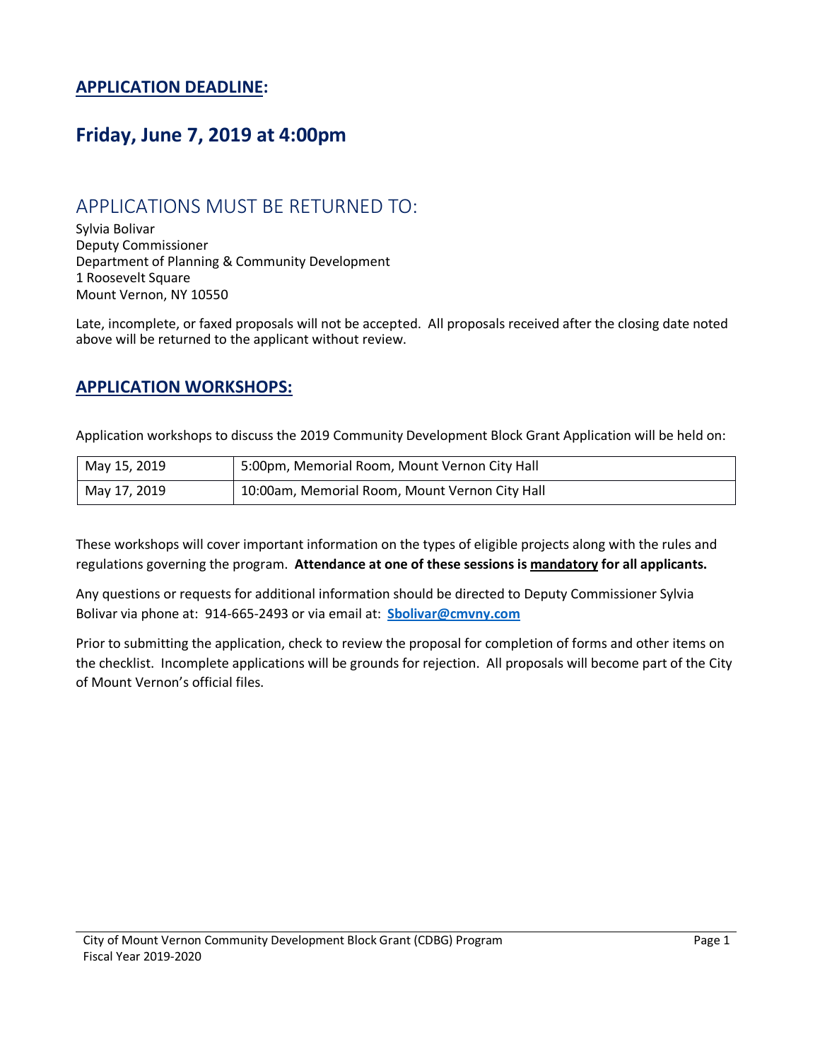## **APPLICATION DEADLINE:**

## **Friday, June 7, 2019 at 4:00pm**

## APPLICATIONS MUST BE RETURNED TO:

Sylvia Bolivar
Deputy Commissioner
Department of Planning & Community Development
1 Roosevelt Square
Mount Vernon, NY 10550

Late, incomplete, or faxed proposals will not be accepted. All proposals received after the closing date noted above will be returned to the applicant without review.

## **APPLICATION WORKSHOPS:**

Application workshops to discuss the 2019 Community Development Block Grant Application will be held on:

| May 15, 2019 | 5:00pm, Memorial Room, Mount Vernon City Hall |
|---|---|
| May 17, 2019 | 10:00am, Memorial Room, Mount Vernon City Hall |

These workshops will cover important information on the types of eligible projects along with the rules and regulations governing the program. **Attendance at one of these sessions is mandatory for all applicants.**

Any questions or requests for additional information should be directed to Deputy Commissioner Sylvia Bolivar via phone at: 914-665-2493 or via email at: **Sbolivar@cmvny.com**

Prior to submitting the application, check to review the proposal for completion of forms and other items on the checklist. Incomplete applications will be grounds for rejection. All proposals will become part of the City of Mount Vernon's official files.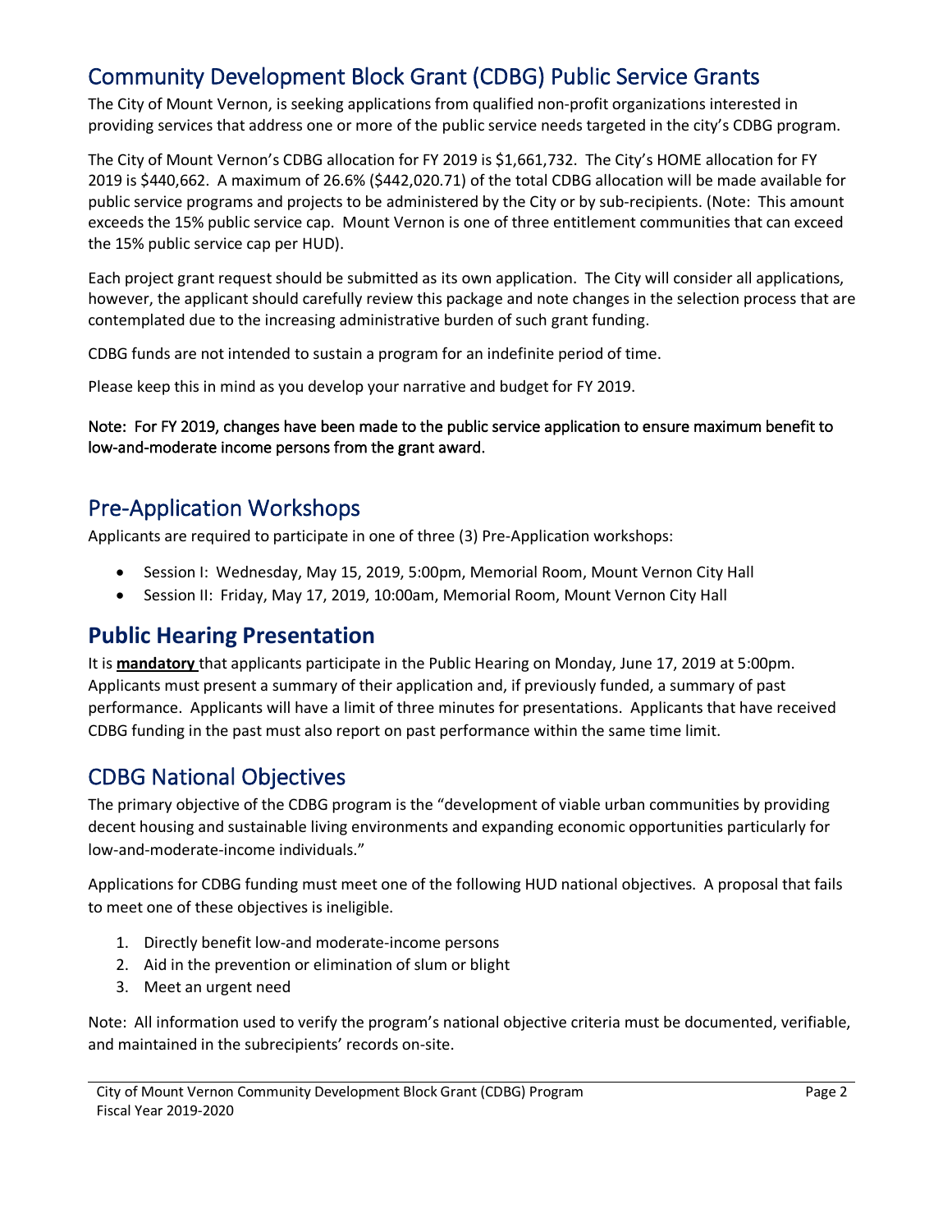## Community Development Block Grant (CDBG) Public Service Grants

The City of Mount Vernon, is seeking applications from qualified non-profit organizations interested in providing services that address one or more of the public service needs targeted in the city's CDBG program.

The City of Mount Vernon's CDBG allocation for FY 2019 is $1,661,732. The City's HOME allocation for FY 2019 is $440,662. A maximum of 26.6% ($442,020.71) of the total CDBG allocation will be made available for public service programs and projects to be administered by the City or by sub-recipients. (Note: This amount exceeds the 15% public service cap. Mount Vernon is one of three entitlement communities that can exceed the 15% public service cap per HUD).

Each project grant request should be submitted as its own application. The City will consider all applications, however, the applicant should carefully review this package and note changes in the selection process that are contemplated due to the increasing administrative burden of such grant funding.

CDBG funds are not intended to sustain a program for an indefinite period of time.

Please keep this in mind as you develop your narrative and budget for FY 2019.

Note: For FY 2019, changes have been made to the public service application to ensure maximum benefit to low-and-moderate income persons from the grant award.

## Pre-Application Workshops

Applicants are required to participate in one of three (3) Pre-Application workshops:

- Session I: Wednesday, May 15, 2019, 5:00pm, Memorial Room, Mount Vernon City Hall
- Session II: Friday, May 17, 2019, 10:00am, Memorial Room, Mount Vernon City Hall

## **Public Hearing Presentation**

It is **mandatory** that applicants participate in the Public Hearing on Monday, June 17, 2019 at 5:00pm. Applicants must present a summary of their application and, if previously funded, a summary of past performance. Applicants will have a limit of three minutes for presentations. Applicants that have received CDBG funding in the past must also report on past performance within the same time limit.

## CDBG National Objectives

The primary objective of the CDBG program is the "development of viable urban communities by providing decent housing and sustainable living environments and expanding economic opportunities particularly for low-and-moderate-income individuals."

Applications for CDBG funding must meet one of the following HUD national objectives. A proposal that fails to meet one of these objectives is ineligible.

1. Directly benefit low-and moderate-income persons
2. Aid in the prevention or elimination of slum or blight
3. Meet an urgent need

Note: All information used to verify the program's national objective criteria must be documented, verifiable, and maintained in the subrecipients' records on-site.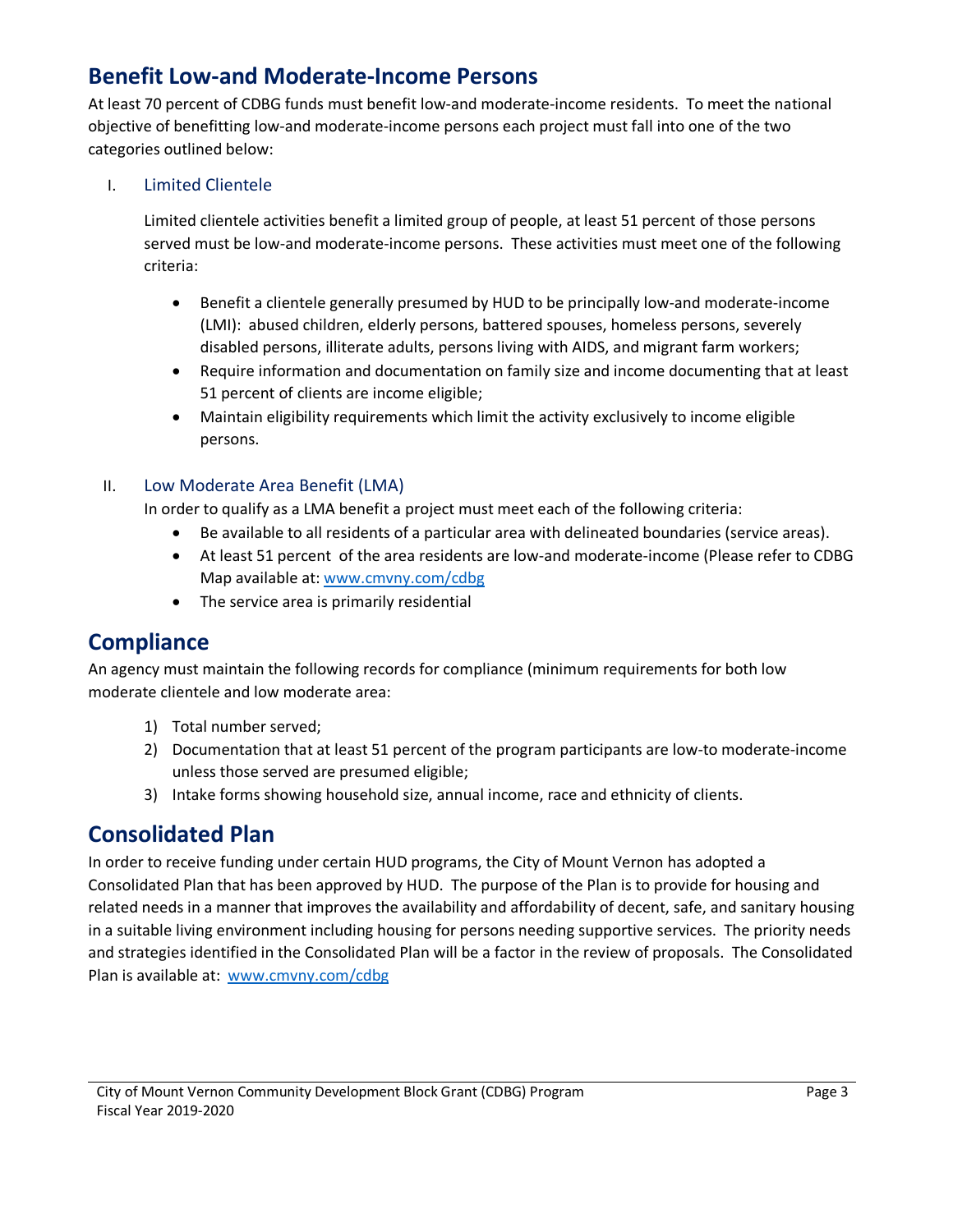## Benefit Low-and Moderate-Income Persons

At least 70 percent of CDBG funds must benefit low-and moderate-income residents. To meet the national objective of benefitting low-and moderate-income persons each project must fall into one of the two categories outlined below:

### I. Limited Clientele

Limited clientele activities benefit a limited group of people, at least 51 percent of those persons served must be low-and moderate-income persons. These activities must meet one of the following criteria:

- Benefit a clientele generally presumed by HUD to be principally low-and moderate-income (LMI): abused children, elderly persons, battered spouses, homeless persons, severely disabled persons, illiterate adults, persons living with AIDS, and migrant farm workers;
- Require information and documentation on family size and income documenting that at least 51 percent of clients are income eligible;
- Maintain eligibility requirements which limit the activity exclusively to income eligible persons.

### II. Low Moderate Area Benefit (LMA)

In order to qualify as a LMA benefit a project must meet each of the following criteria:

- Be available to all residents of a particular area with delineated boundaries (service areas).
- At least 51 percent of the area residents are low-and moderate-income (Please refer to CDBG Map available at: www.cmvny.com/cdbg
- The service area is primarily residential

## Compliance

An agency must maintain the following records for compliance (minimum requirements for both low moderate clientele and low moderate area:

1) Total number served;
2) Documentation that at least 51 percent of the program participants are low-to moderate-income unless those served are presumed eligible;
3) Intake forms showing household size, annual income, race and ethnicity of clients.

## Consolidated Plan

In order to receive funding under certain HUD programs, the City of Mount Vernon has adopted a Consolidated Plan that has been approved by HUD. The purpose of the Plan is to provide for housing and related needs in a manner that improves the availability and affordability of decent, safe, and sanitary housing in a suitable living environment including housing for persons needing supportive services. The priority needs and strategies identified in the Consolidated Plan will be a factor in the review of proposals. The Consolidated Plan is available at: www.cmvny.com/cdbg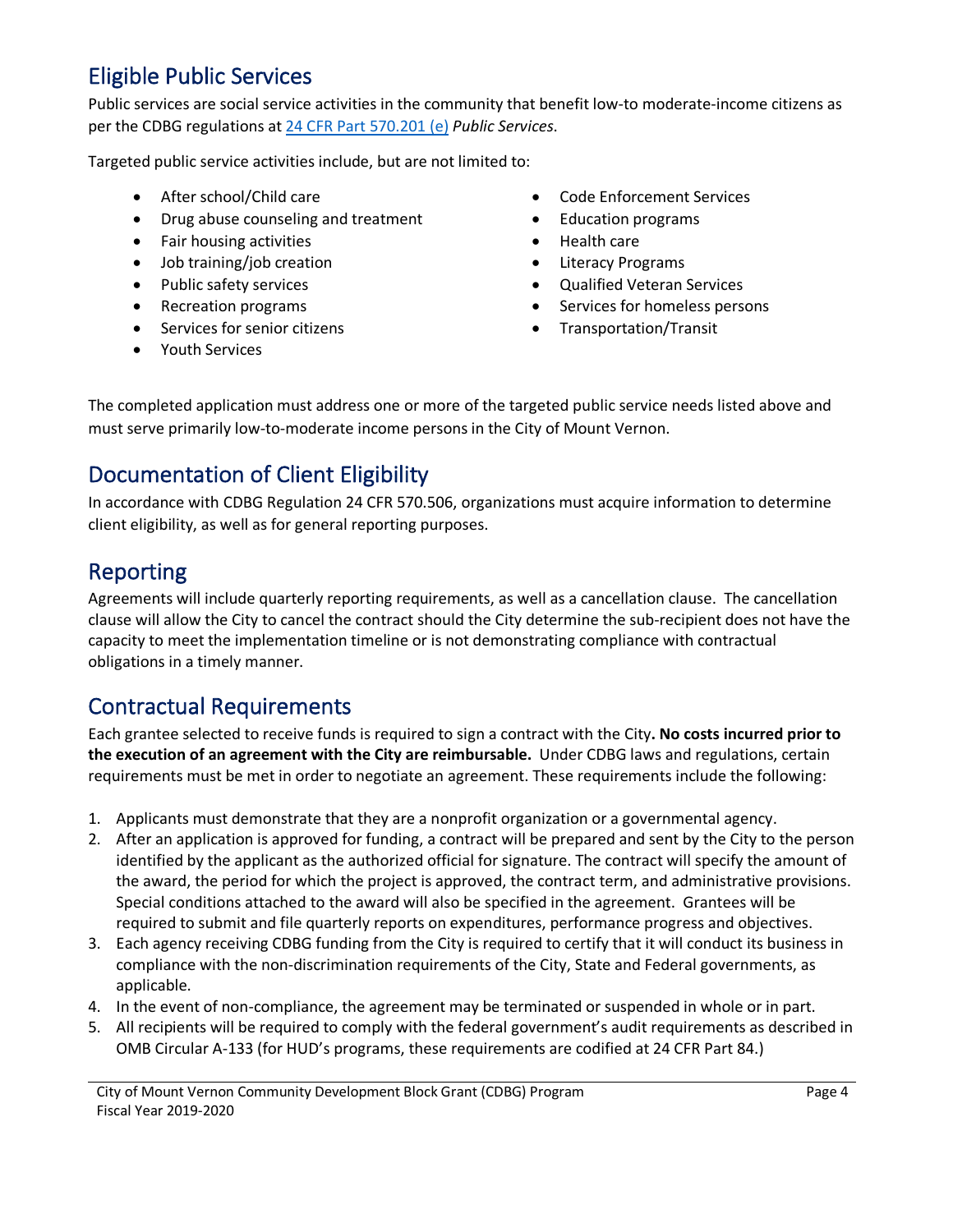## Eligible Public Services

Public services are social service activities in the community that benefit low-to moderate-income citizens as per the CDBG regulations at [24 CFR Part 570.201 (e)](#) *Public Services*.

Targeted public service activities include, but are not limited to:

- After school/Child care
- Drug abuse counseling and treatment
- Fair housing activities
- Job training/job creation
- Public safety services
- Recreation programs
- Services for senior citizens
- Youth Services
- Code Enforcement Services
- Education programs
- Health care
- Literacy Programs
- Qualified Veteran Services
- Services for homeless persons
- Transportation/Transit

The completed application must address one or more of the targeted public service needs listed above and must serve primarily low-to-moderate income persons in the City of Mount Vernon.

## Documentation of Client Eligibility

In accordance with CDBG Regulation 24 CFR 570.506, organizations must acquire information to determine client eligibility, as well as for general reporting purposes.

## Reporting

Agreements will include quarterly reporting requirements, as well as a cancellation clause. The cancellation clause will allow the City to cancel the contract should the City determine the sub-recipient does not have the capacity to meet the implementation timeline or is not demonstrating compliance with contractual obligations in a timely manner.

## Contractual Requirements

Each grantee selected to receive funds is required to sign a contract with the City**. No costs incurred prior to the execution of an agreement with the City are reimbursable.** Under CDBG laws and regulations, certain requirements must be met in order to negotiate an agreement. These requirements include the following:

1. Applicants must demonstrate that they are a nonprofit organization or a governmental agency.
2. After an application is approved for funding, a contract will be prepared and sent by the City to the person identified by the applicant as the authorized official for signature. The contract will specify the amount of the award, the period for which the project is approved, the contract term, and administrative provisions. Special conditions attached to the award will also be specified in the agreement. Grantees will be required to submit and file quarterly reports on expenditures, performance progress and objectives.
3. Each agency receiving CDBG funding from the City is required to certify that it will conduct its business in compliance with the non-discrimination requirements of the City, State and Federal governments, as applicable.
4. In the event of non-compliance, the agreement may be terminated or suspended in whole or in part.
5. All recipients will be required to comply with the federal government's audit requirements as described in OMB Circular A-133 (for HUD's programs, these requirements are codified at 24 CFR Part 84.)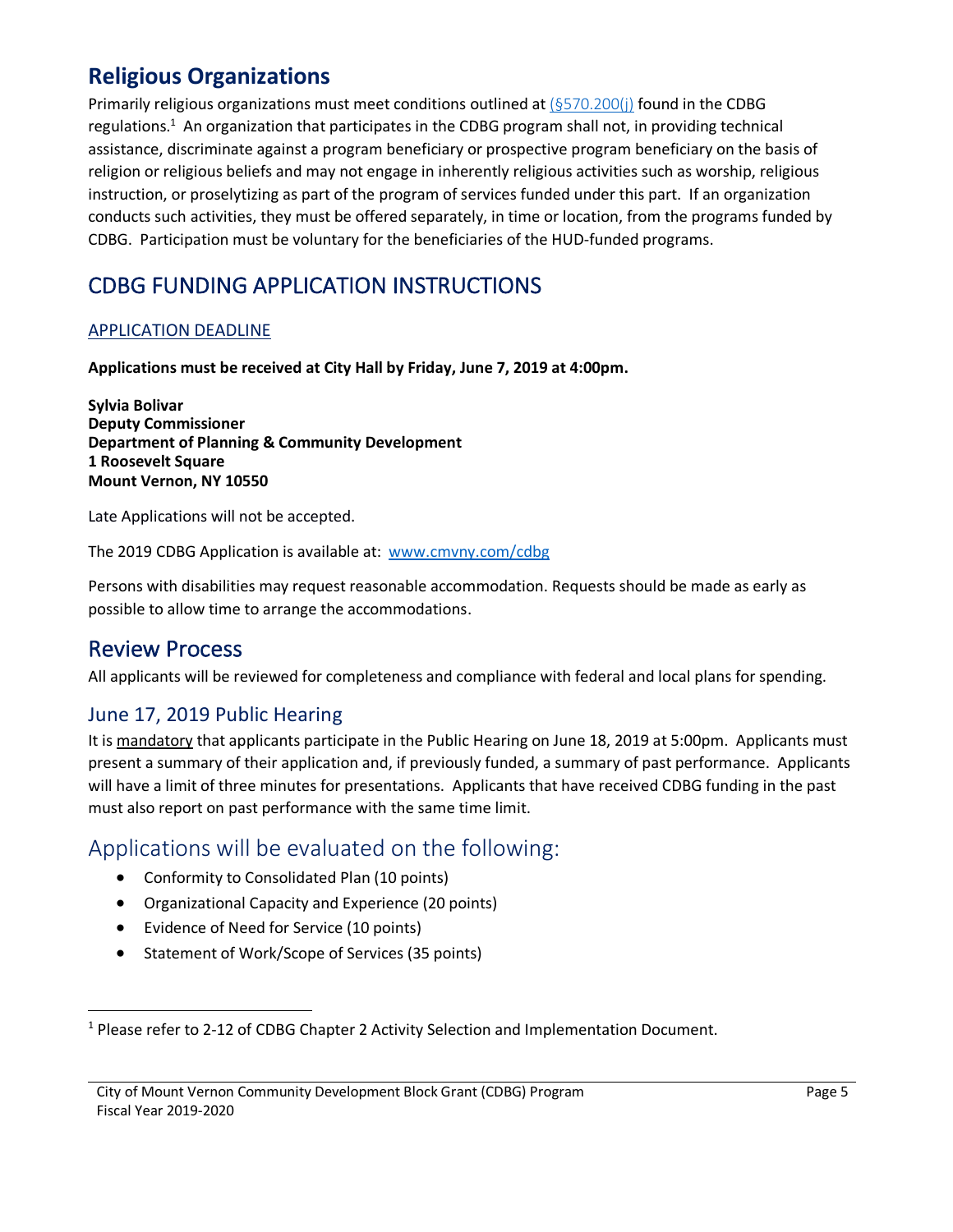## Religious Organizations

Primarily religious organizations must meet conditions outlined at (§570.200(j)) found in the CDBG regulations.[1] An organization that participates in the CDBG program shall not, in providing technical assistance, discriminate against a program beneficiary or prospective program beneficiary on the basis of religion or religious beliefs and may not engage in inherently religious activities such as worship, religious instruction, or proselytizing as part of the program of services funded under this part. If an organization conducts such activities, they must be offered separately, in time or location, from the programs funded by CDBG. Participation must be voluntary for the beneficiaries of the HUD-funded programs.

## CDBG FUNDING APPLICATION INSTRUCTIONS

### APPLICATION DEADLINE

**Applications must be received at City Hall by Friday, June 7, 2019 at 4:00pm.**

**Sylvia Bolivar**
**Deputy Commissioner**
**Department of Planning & Community Development**
**1 Roosevelt Square**
**Mount Vernon, NY 10550**

Late Applications will not be accepted.

The 2019 CDBG Application is available at: www.cmvny.com/cdbg

Persons with disabilities may request reasonable accommodation. Requests should be made as early as possible to allow time to arrange the accommodations.

## Review Process

All applicants will be reviewed for completeness and compliance with federal and local plans for spending.

### June 17, 2019 Public Hearing

It is mandatory that applicants participate in the Public Hearing on June 18, 2019 at 5:00pm. Applicants must present a summary of their application and, if previously funded, a summary of past performance. Applicants will have a limit of three minutes for presentations. Applicants that have received CDBG funding in the past must also report on past performance with the same time limit.

## Applications will be evaluated on the following:

- Conformity to Consolidated Plan (10 points)
- Organizational Capacity and Experience (20 points)
- Evidence of Need for Service (10 points)
- Statement of Work/Scope of Services (35 points)

[1] Please refer to 2-12 of CDBG Chapter 2 Activity Selection and Implementation Document.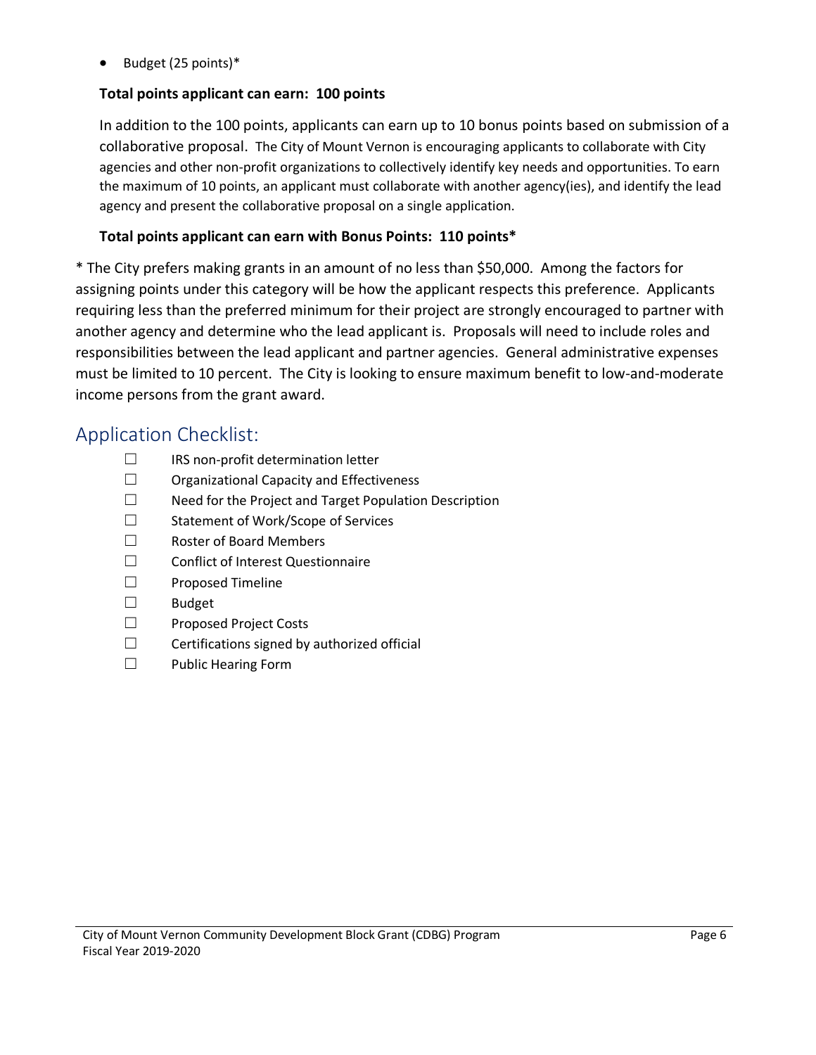- Budget (25 points)*

**Total points applicant can earn: 100 points**

In addition to the 100 points, applicants can earn up to 10 bonus points based on submission of a collaborative proposal. The City of Mount Vernon is encouraging applicants to collaborate with City agencies and other non-profit organizations to collectively identify key needs and opportunities. To earn the maximum of 10 points, an applicant must collaborate with another agency(ies), and identify the lead agency and present the collaborative proposal on a single application.

**Total points applicant can earn with Bonus Points: 110 points***

* The City prefers making grants in an amount of no less than $50,000. Among the factors for assigning points under this category will be how the applicant respects this preference. Applicants requiring less than the preferred minimum for their project are strongly encouraged to partner with another agency and determine who the lead applicant is. Proposals will need to include roles and responsibilities between the lead applicant and partner agencies. General administrative expenses must be limited to 10 percent. The City is looking to ensure maximum benefit to low-and-moderate income persons from the grant award.

## Application Checklist:

- ☐ IRS non-profit determination letter
- ☐ Organizational Capacity and Effectiveness
- ☐ Need for the Project and Target Population Description
- ☐ Statement of Work/Scope of Services
- ☐ Roster of Board Members
- ☐ Conflict of Interest Questionnaire
- ☐ Proposed Timeline
- ☐ Budget
- ☐ Proposed Project Costs
- ☐ Certifications signed by authorized official
- ☐ Public Hearing Form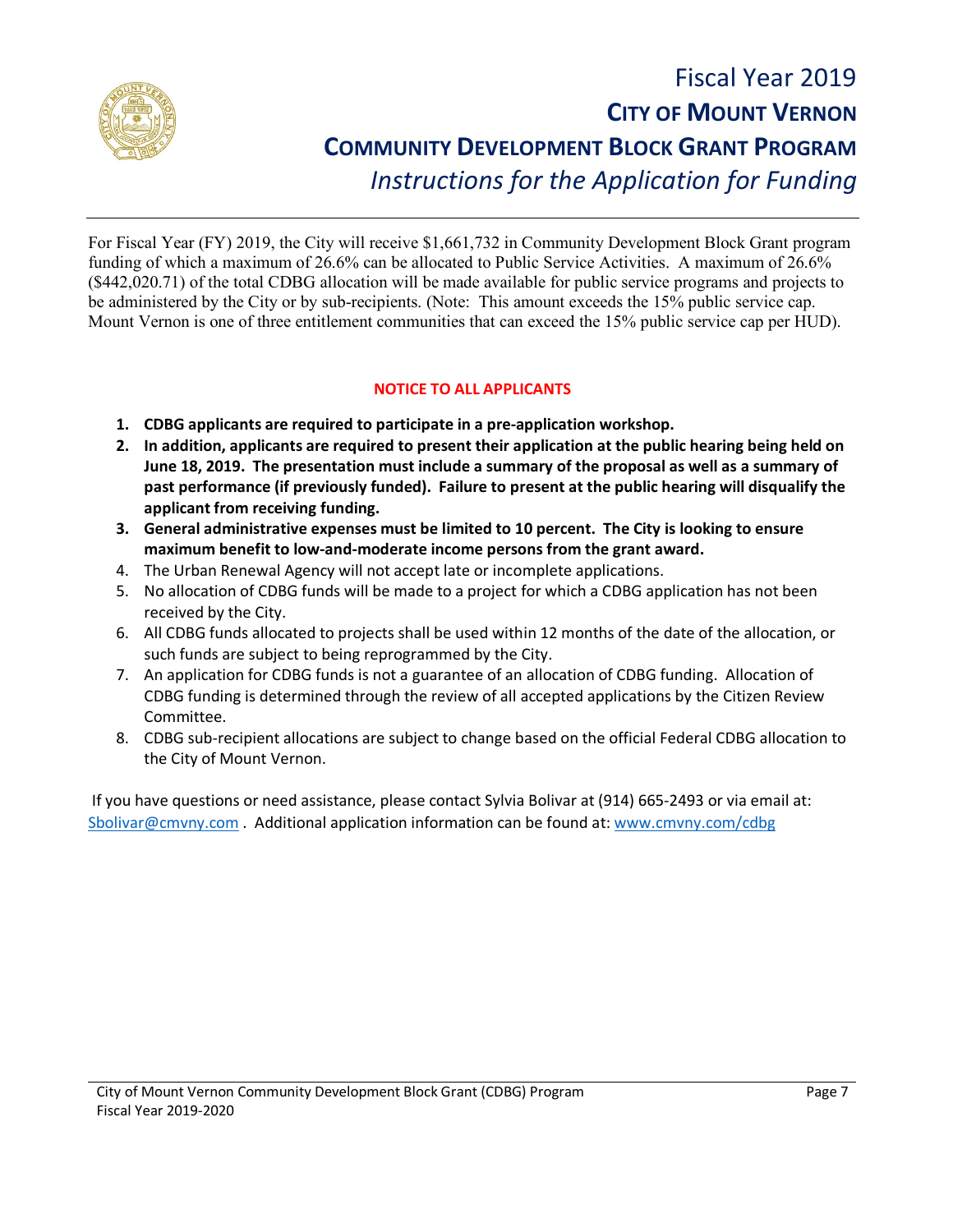# Fiscal Year 2019

# CITY OF MOUNT VERNON

# COMMUNITY DEVELOPMENT BLOCK GRANT PROGRAM

## *Instructions for the Application for Funding*

For Fiscal Year (FY) 2019, the City will receive $1,661,732 in Community Development Block Grant program funding of which a maximum of 26.6% can be allocated to Public Service Activities. A maximum of 26.6% ($442,020.71) of the total CDBG allocation will be made available for public service programs and projects to be administered by the City or by sub-recipients. (Note: This amount exceeds the 15% public service cap. Mount Vernon is one of three entitlement communities that can exceed the 15% public service cap per HUD).

**NOTICE TO ALL APPLICANTS**

1. **CDBG applicants are required to participate in a pre-application workshop.**
2. **In addition, applicants are required to present their application at the public hearing being held on June 18, 2019. The presentation must include a summary of the proposal as well as a summary of past performance (if previously funded). Failure to present at the public hearing will disqualify the applicant from receiving funding.**
3. **General administrative expenses must be limited to 10 percent. The City is looking to ensure maximum benefit to low-and-moderate income persons from the grant award.**
4. The Urban Renewal Agency will not accept late or incomplete applications.
5. No allocation of CDBG funds will be made to a project for which a CDBG application has not been received by the City.
6. All CDBG funds allocated to projects shall be used within 12 months of the date of the allocation, or such funds are subject to being reprogrammed by the City.
7. An application for CDBG funds is not a guarantee of an allocation of CDBG funding. Allocation of CDBG funding is determined through the review of all accepted applications by the Citizen Review Committee.
8. CDBG sub-recipient allocations are subject to change based on the official Federal CDBG allocation to the City of Mount Vernon.

If you have questions or need assistance, please contact Sylvia Bolivar at (914) 665-2493 or via email at: Sbolivar@cmvny.com . Additional application information can be found at: www.cmvny.com/cdbg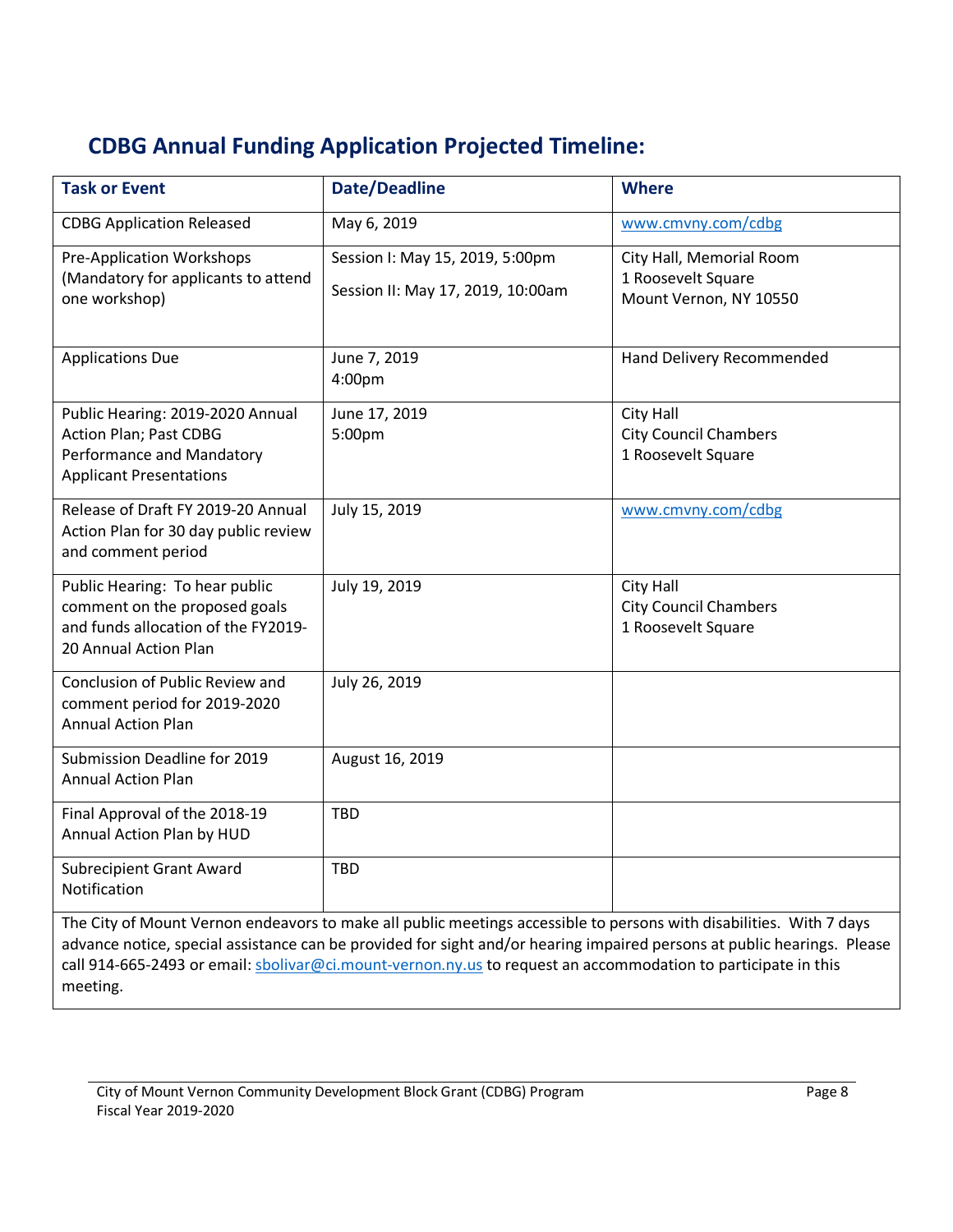## CDBG Annual Funding Application Projected Timeline:

| Task or Event | Date/Deadline | Where |
|---|---|---|
| CDBG Application Released | May 6, 2019 | www.cmvny.com/cdbg |
| Pre-Application Workshops (Mandatory for applicants to attend one workshop) | Session I: May 15, 2019, 5:00pm<br>Session II: May 17, 2019, 10:00am | City Hall, Memorial Room<br>1 Roosevelt Square<br>Mount Vernon, NY 10550 |
| Applications Due | June 7, 2019<br>4:00pm | Hand Delivery Recommended |
| Public Hearing: 2019-2020 Annual Action Plan; Past CDBG Performance and Mandatory Applicant Presentations | June 17, 2019<br>5:00pm | City Hall<br>City Council Chambers<br>1 Roosevelt Square |
| Release of Draft FY 2019-20 Annual Action Plan for 30 day public review and comment period | July 15, 2019 | www.cmvny.com/cdbg |
| Public Hearing: To hear public comment on the proposed goals and funds allocation of the FY2019-20 Annual Action Plan | July 19, 2019 | City Hall<br>City Council Chambers<br>1 Roosevelt Square |
| Conclusion of Public Review and comment period for 2019-2020 Annual Action Plan | July 26, 2019 | |
| Submission Deadline for 2019 Annual Action Plan | August 16, 2019 | |
| Final Approval of the 2018-19 Annual Action Plan by HUD | TBD | |
| Subrecipient Grant Award Notification | TBD | |

The City of Mount Vernon endeavors to make all public meetings accessible to persons with disabilities. With 7 days advance notice, special assistance can be provided for sight and/or hearing impaired persons at public hearings. Please call 914-665-2493 or email: sbolivar@ci.mount-vernon.ny.us to request an accommodation to participate in this meeting.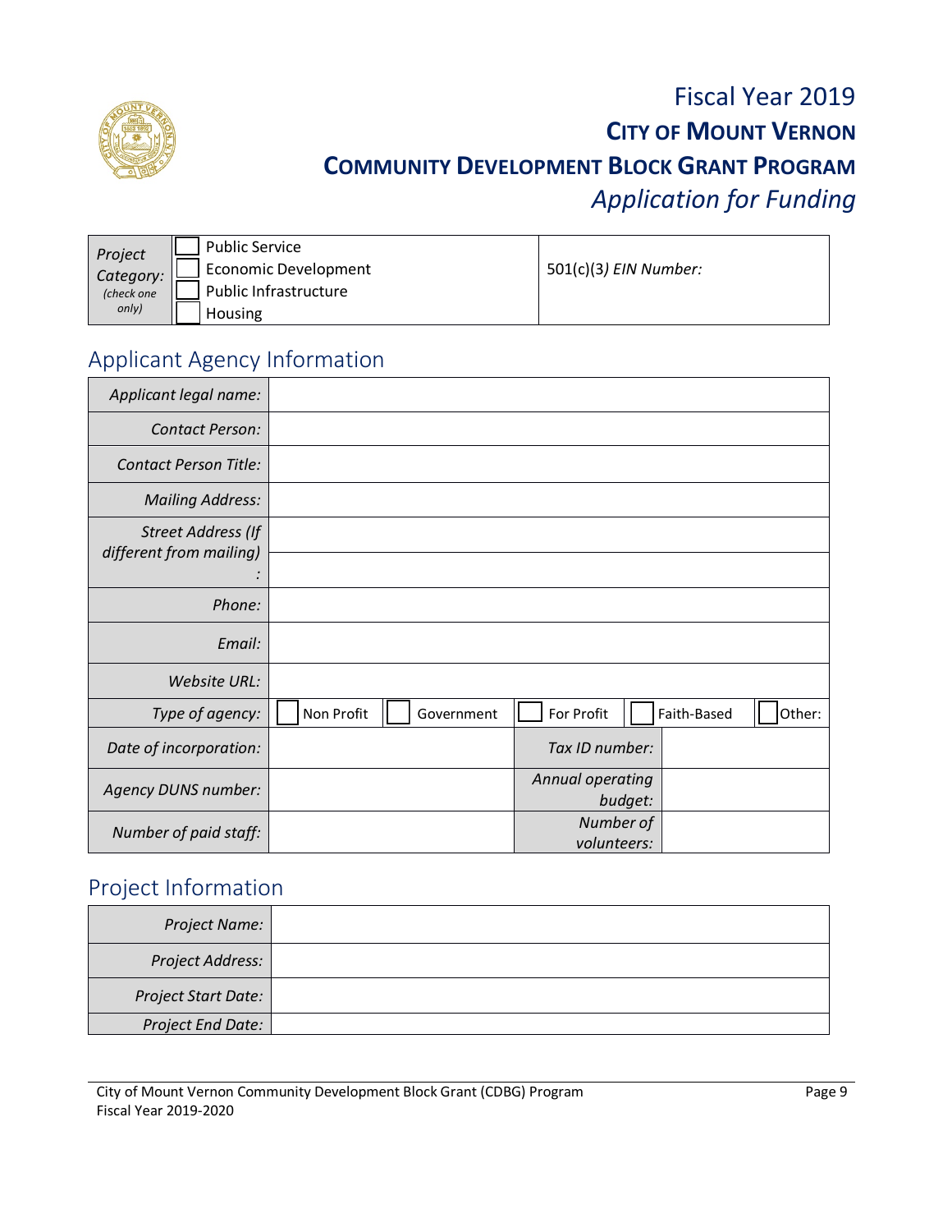# Fiscal Year 2019
## CITY OF MOUNT VERNON
## COMMUNITY DEVELOPMENT BLOCK GRANT PROGRAM
*Application for Funding*

| Project Category: *(check one only)* | ☐ Public Service<br>☐ Economic Development<br>☐ Public Infrastructure<br>☐ Housing | 501(c)(3*) EIN Number:* |
|---|---|---|

## Applicant Agency Information

| | | | |
|---|---|---|---|
| *Applicant legal name:* | | | |
| *Contact Person:* | | | |
| *Contact Person Title:* | | | |
| *Mailing Address:* | | | |
| *Street Address (If different from mailing):* | | | |
| *Phone:* | | | |
| *Email:* | | | |
| *Website URL:* | | | |
| *Type of agency:* | ☐ Non Profit ☐ Government ☐ For Profit ☐ Faith-Based ☐ Other: | | |
| *Date of incorporation:* | | *Tax ID number:* | |
| *Agency DUNS number:* | | *Annual operating budget:* | |
| *Number of paid staff:* | | *Number of volunteers:* | |

## Project Information

| | |
|---|---|
| *Project Name:* | |
| *Project Address:* | |
| *Project Start Date:* | |
| *Project End Date:* | |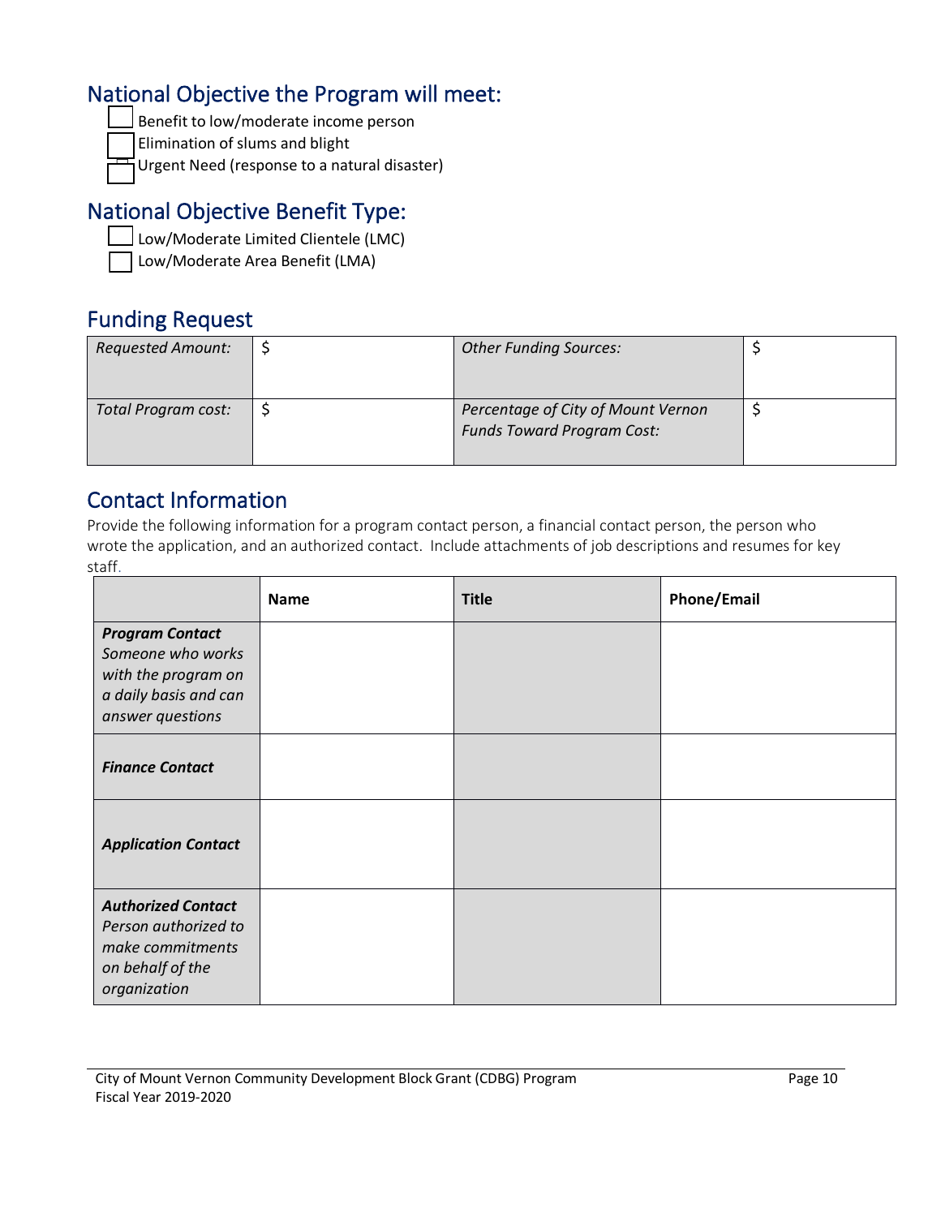## National Objective the Program will meet:

- ☐ Benefit to low/moderate income person
- ☐ Elimination of slums and blight
- ☐ Urgent Need (response to a natural disaster)

## National Objective Benefit Type:

- ☐ Low/Moderate Limited Clientele (LMC)
- ☐ Low/Moderate Area Benefit (LMA)

## Funding Request

| *Requested Amount:* | $ | *Other Funding Sources:* | $ |
|---|---|---|---|
| *Total Program cost:* | $ | *Percentage of City of Mount Vernon Funds Toward Program Cost:* | $ |

## Contact Information

Provide the following information for a program contact person, a financial contact person, the person who wrote the application, and an authorized contact. Include attachments of job descriptions and resumes for key staff.

| | Name | Title | Phone/Email |
|---|---|---|---|
| ***Program Contact*** *Someone who works with the program on a daily basis and can answer questions* | | | |
| ***Finance Contact*** | | | |
| ***Application Contact*** | | | |
| ***Authorized Contact*** *Person authorized to make commitments on behalf of the organization* | | | |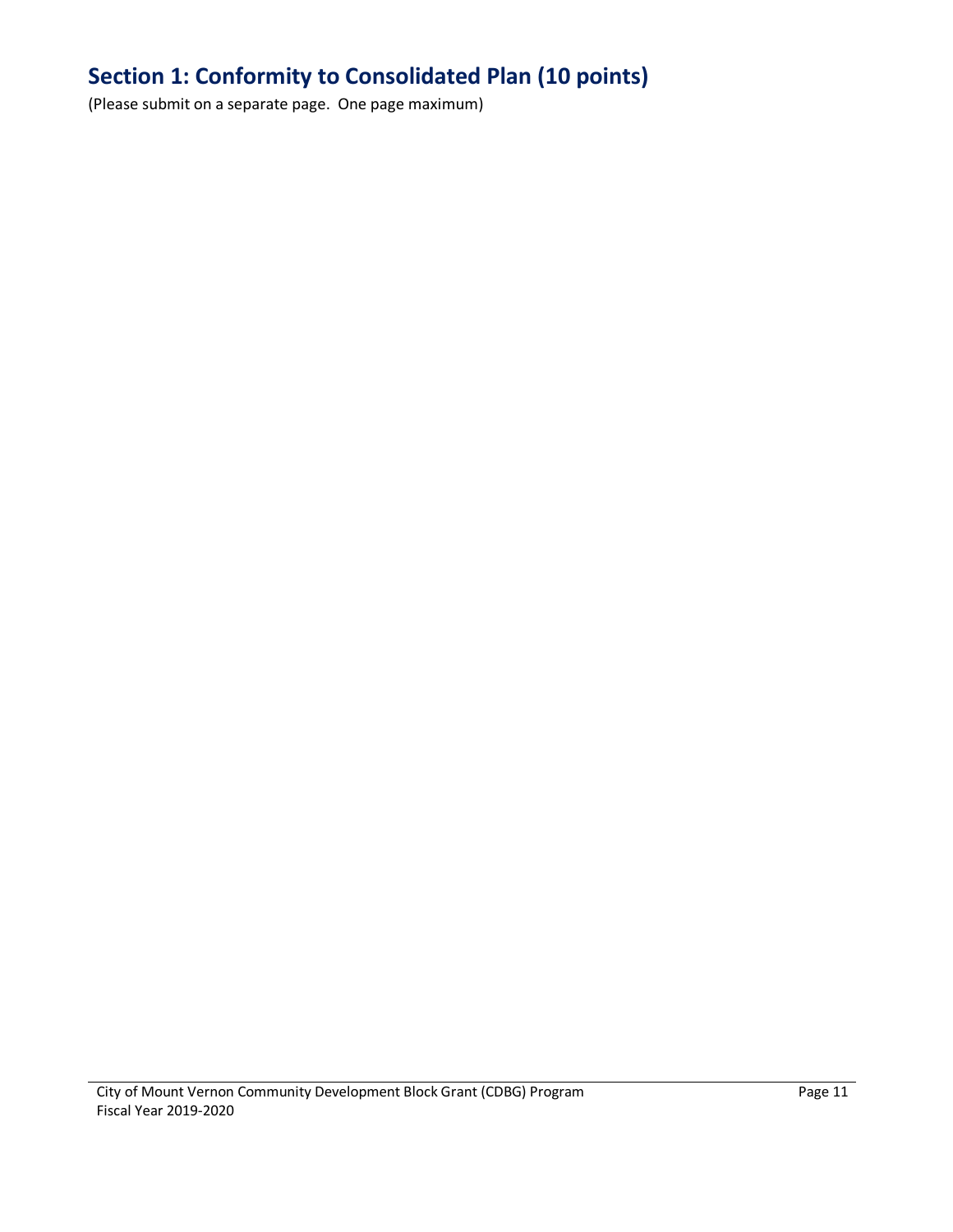## Section 1: Conformity to Consolidated Plan (10 points)

(Please submit on a separate page. One page maximum)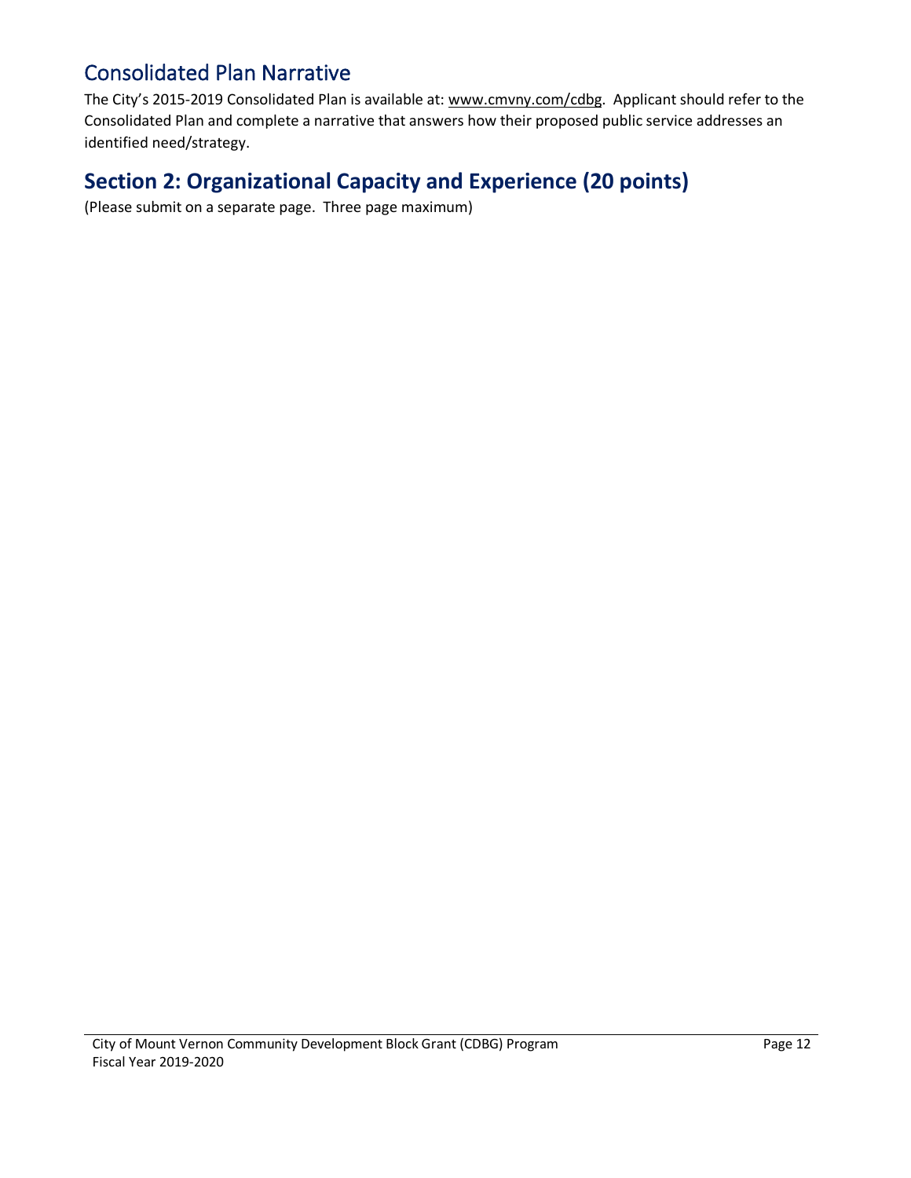## Consolidated Plan Narrative

The City's 2015-2019 Consolidated Plan is available at: www.cmvny.com/cdbg. Applicant should refer to the Consolidated Plan and complete a narrative that answers how their proposed public service addresses an identified need/strategy.

## Section 2: Organizational Capacity and Experience (20 points)

(Please submit on a separate page. Three page maximum)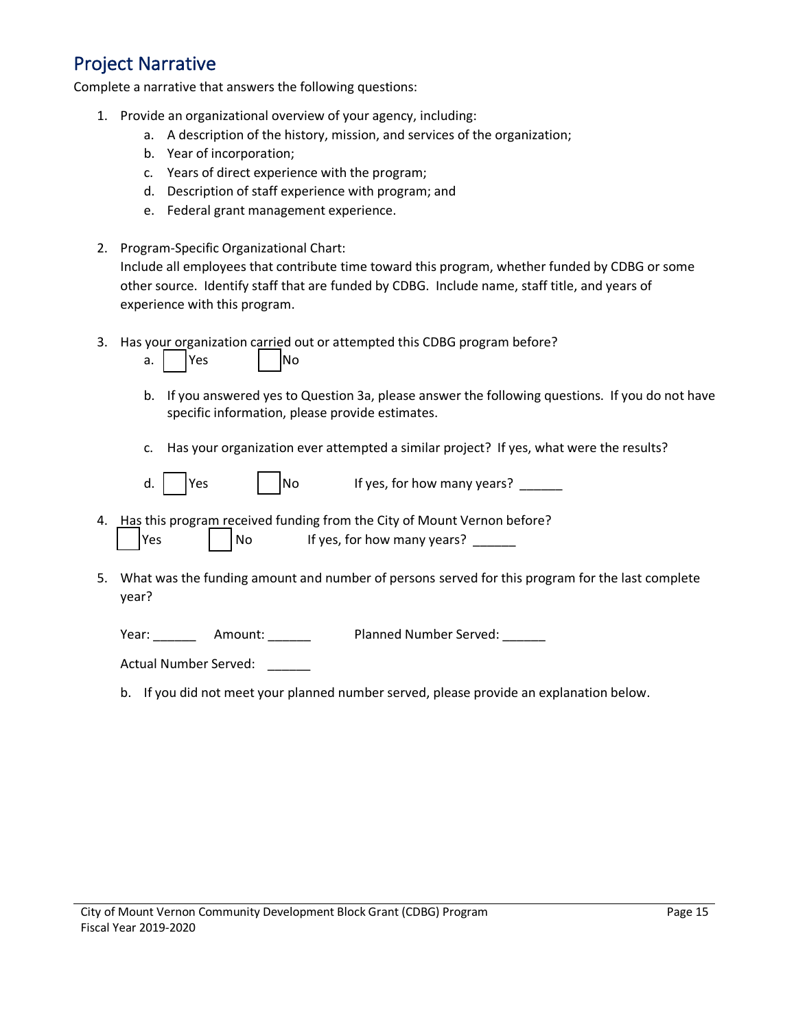## Project Narrative

Complete a narrative that answers the following questions:

1. Provide an organizational overview of your agency, including:
   a. A description of the history, mission, and services of the organization;
   b. Year of incorporation;
   c. Years of direct experience with the program;
   d. Description of staff experience with program; and
   e. Federal grant management experience.

2. Program-Specific Organizational Chart:
   Include all employees that contribute time toward this program, whether funded by CDBG or some other source. Identify staff that are funded by CDBG. Include name, staff title, and years of experience with this program.

3. Has your organization carried out or attempted this CDBG program before?
   a. ☐ Yes ☐ No

   b. If you answered yes to Question 3a, please answer the following questions. If you do not have specific information, please provide estimates.

   c. Has your organization ever attempted a similar project? If yes, what were the results?

   d. ☐ Yes ☐ No If yes, for how many years? ______

4. Has this program received funding from the City of Mount Vernon before?
   ☐ Yes ☐ No If yes, for how many years? ______

5. What was the funding amount and number of persons served for this program for the last complete year?

   Year: ______ Amount: ______ Planned Number Served: ______

   Actual Number Served: ______

   b. If you did not meet your planned number served, please provide an explanation below.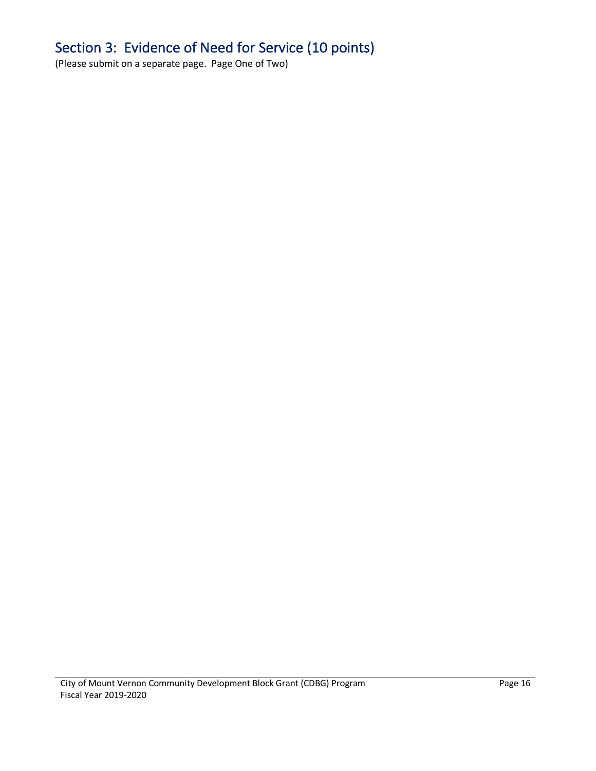## Section 3: Evidence of Need for Service (10 points)

(Please submit on a separate page. Page One of Two)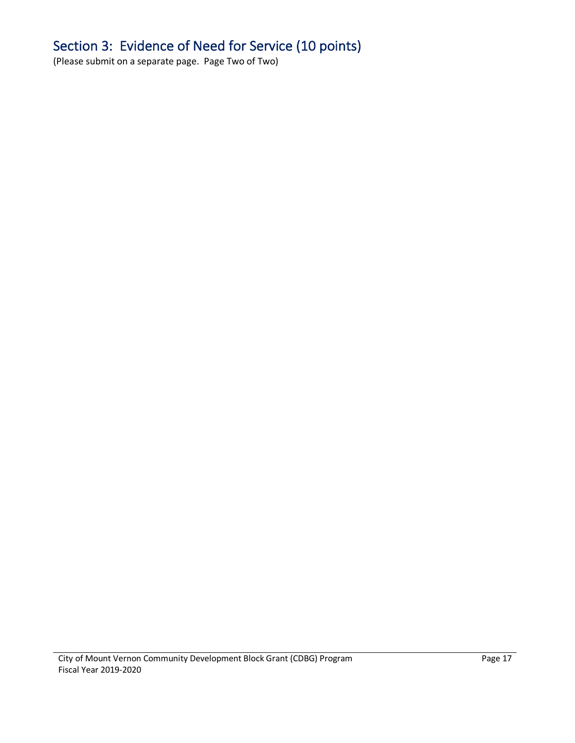# Section 3: Evidence of Need for Service (10 points)

(Please submit on a separate page. Page Two of Two)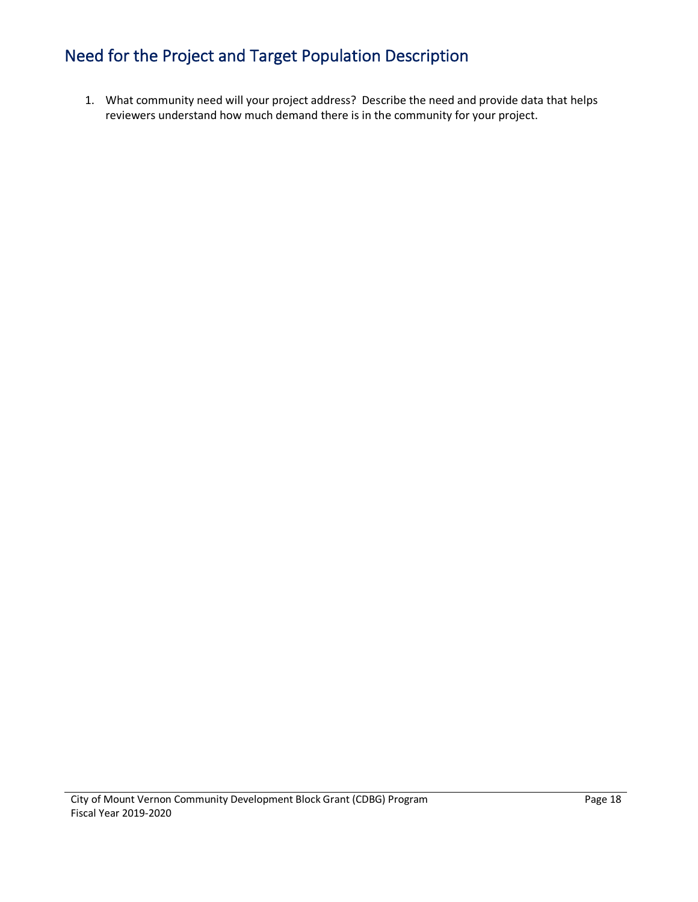## Need for the Project and Target Population Description

1. What community need will your project address? Describe the need and provide data that helps reviewers understand how much demand there is in the community for your project.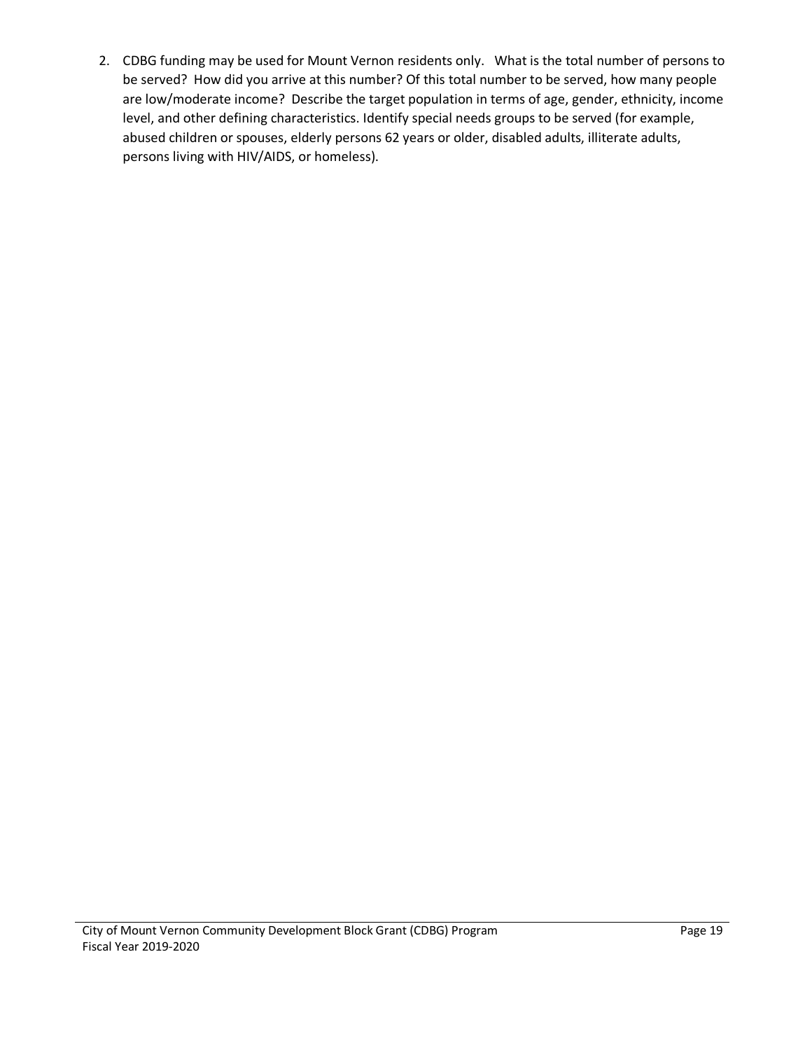2. CDBG funding may be used for Mount Vernon residents only. What is the total number of persons to be served? How did you arrive at this number? Of this total number to be served, how many people are low/moderate income? Describe the target population in terms of age, gender, ethnicity, income level, and other defining characteristics. Identify special needs groups to be served (for example, abused children or spouses, elderly persons 62 years or older, disabled adults, illiterate adults, persons living with HIV/AIDS, or homeless).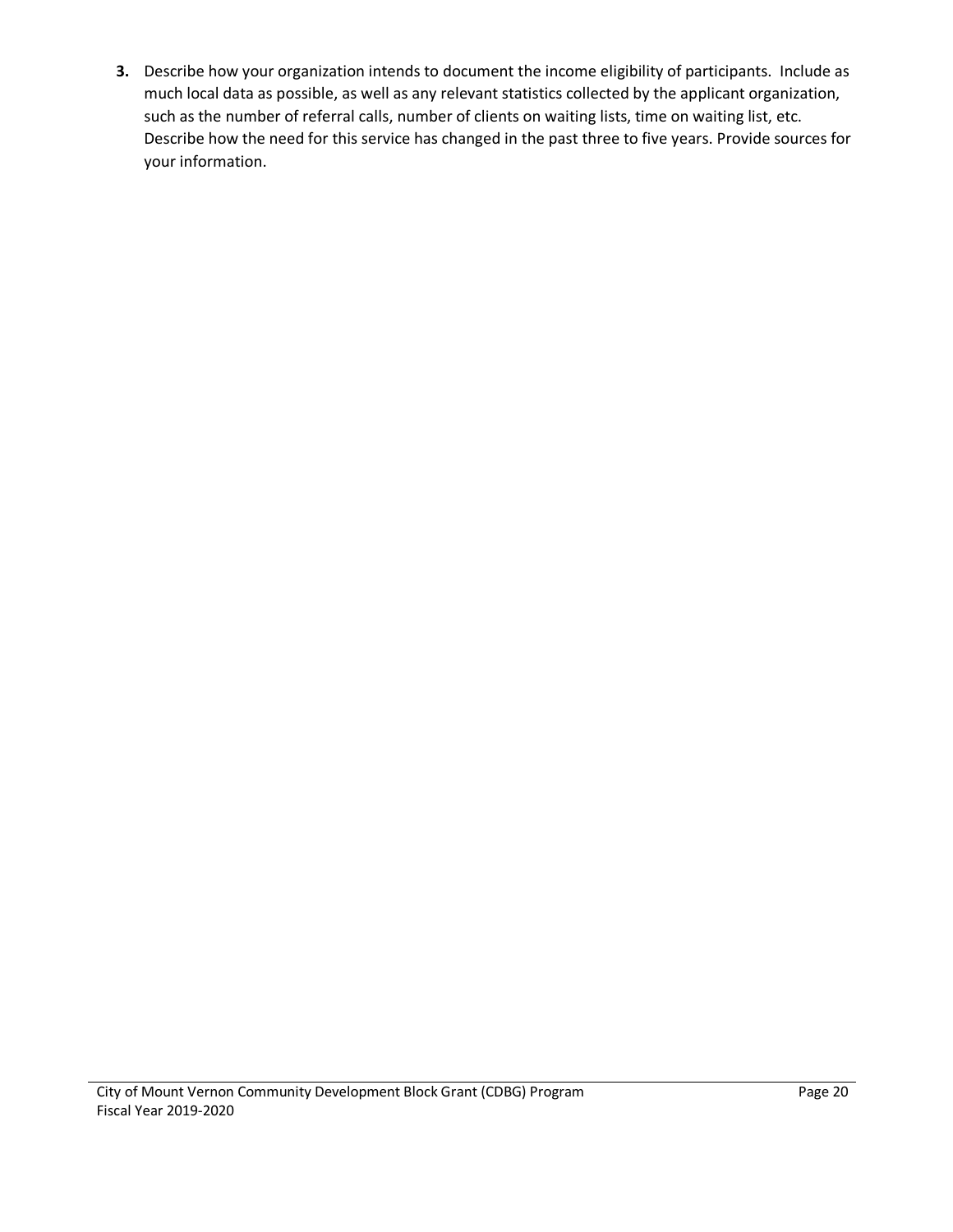3. Describe how your organization intends to document the income eligibility of participants. Include as much local data as possible, as well as any relevant statistics collected by the applicant organization, such as the number of referral calls, number of clients on waiting lists, time on waiting list, etc. Describe how the need for this service has changed in the past three to five years. Provide sources for your information.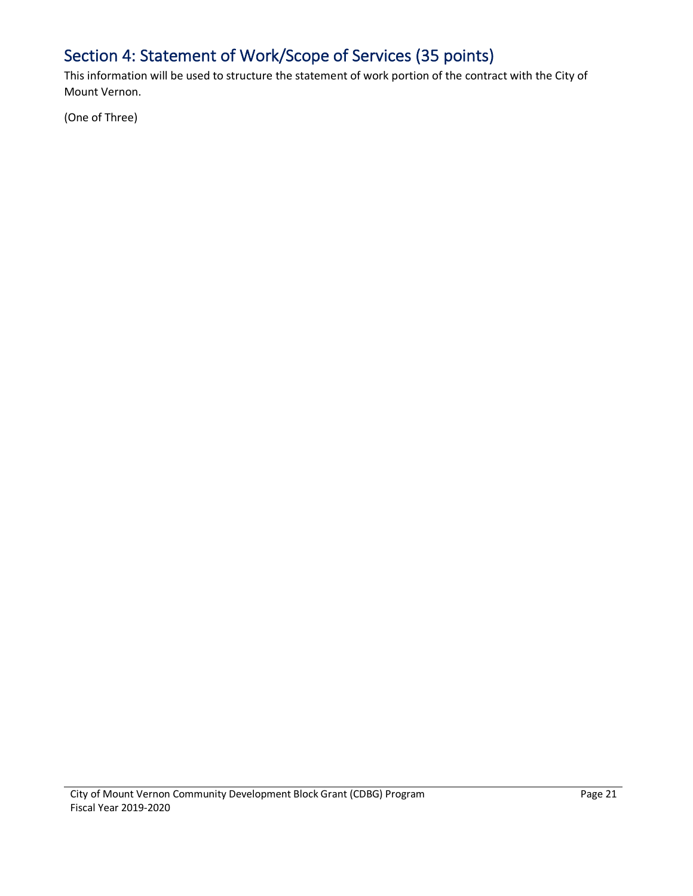## Section 4: Statement of Work/Scope of Services (35 points)

This information will be used to structure the statement of work portion of the contract with the City of Mount Vernon.

(One of Three)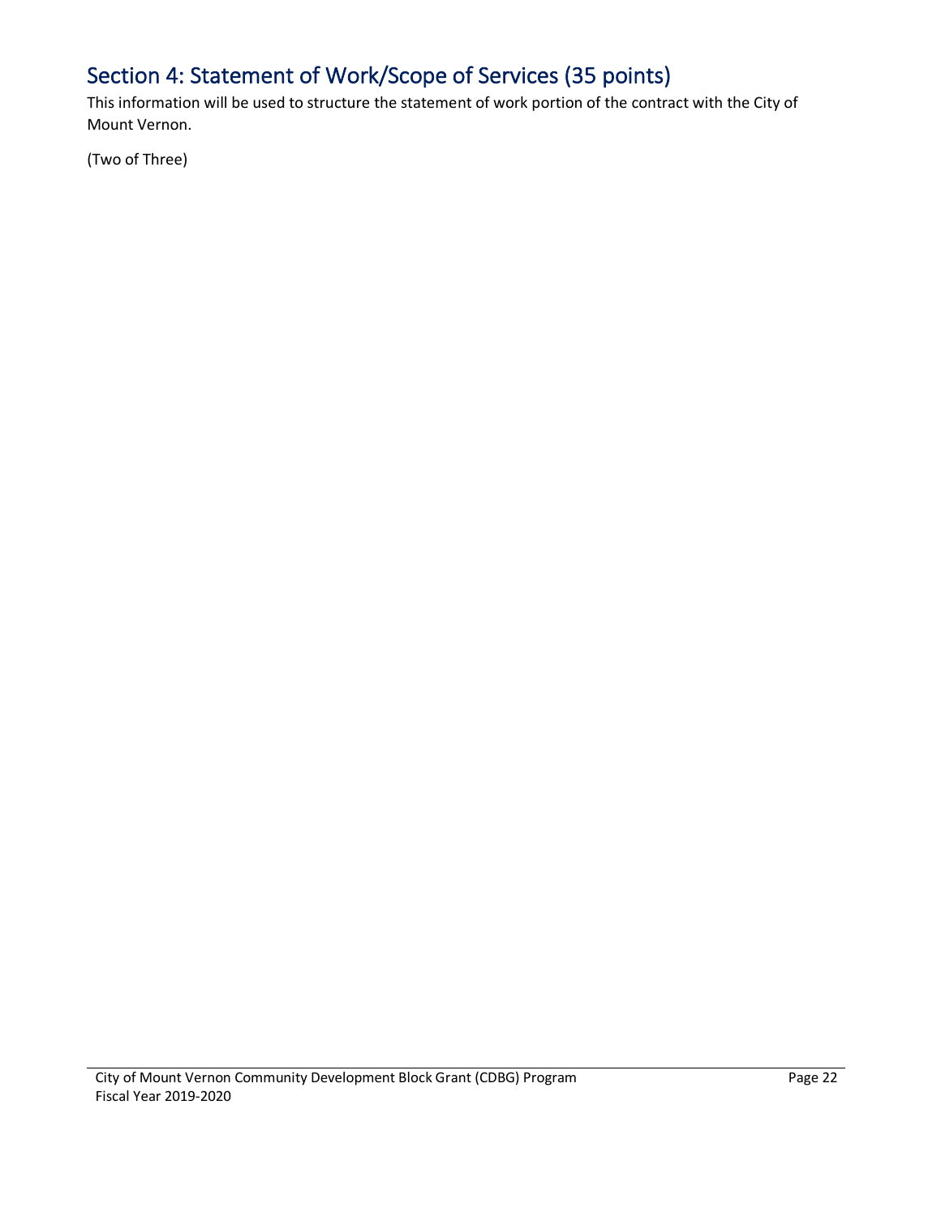## Section 4: Statement of Work/Scope of Services (35 points)

This information will be used to structure the statement of work portion of the contract with the City of Mount Vernon.

(Two of Three)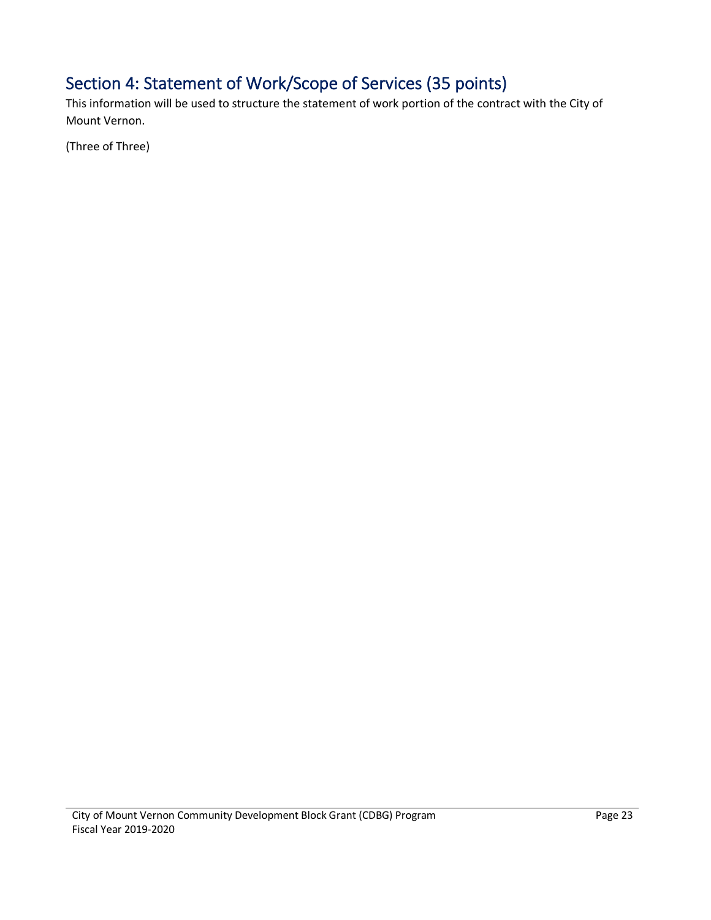## Section 4: Statement of Work/Scope of Services (35 points)

This information will be used to structure the statement of work portion of the contract with the City of Mount Vernon.

(Three of Three)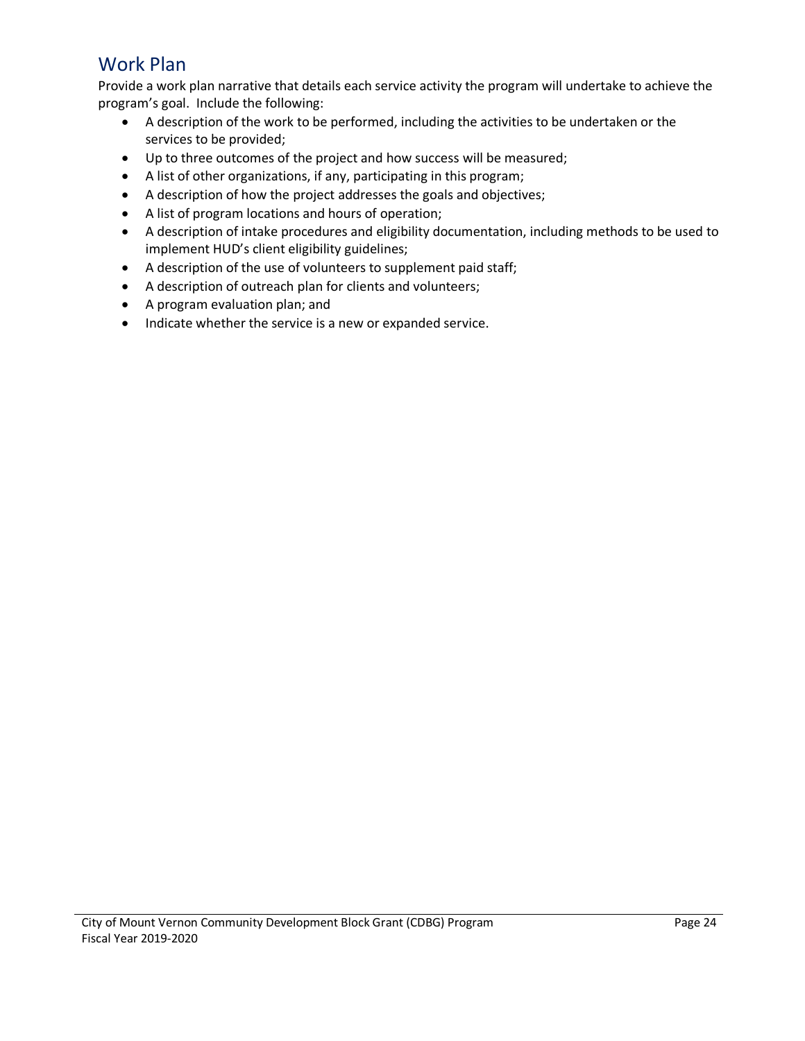## Work Plan

Provide a work plan narrative that details each service activity the program will undertake to achieve the program's goal. Include the following:

- A description of the work to be performed, including the activities to be undertaken or the services to be provided;
- Up to three outcomes of the project and how success will be measured;
- A list of other organizations, if any, participating in this program;
- A description of how the project addresses the goals and objectives;
- A list of program locations and hours of operation;
- A description of intake procedures and eligibility documentation, including methods to be used to implement HUD's client eligibility guidelines;
- A description of the use of volunteers to supplement paid staff;
- A description of outreach plan for clients and volunteers;
- A program evaluation plan; and
- Indicate whether the service is a new or expanded service.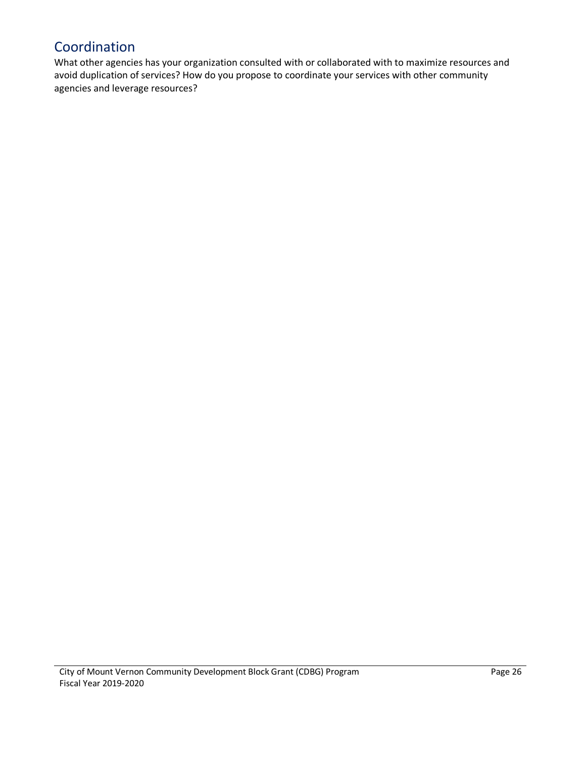## Coordination

What other agencies has your organization consulted with or collaborated with to maximize resources and avoid duplication of services? How do you propose to coordinate your services with other community agencies and leverage resources?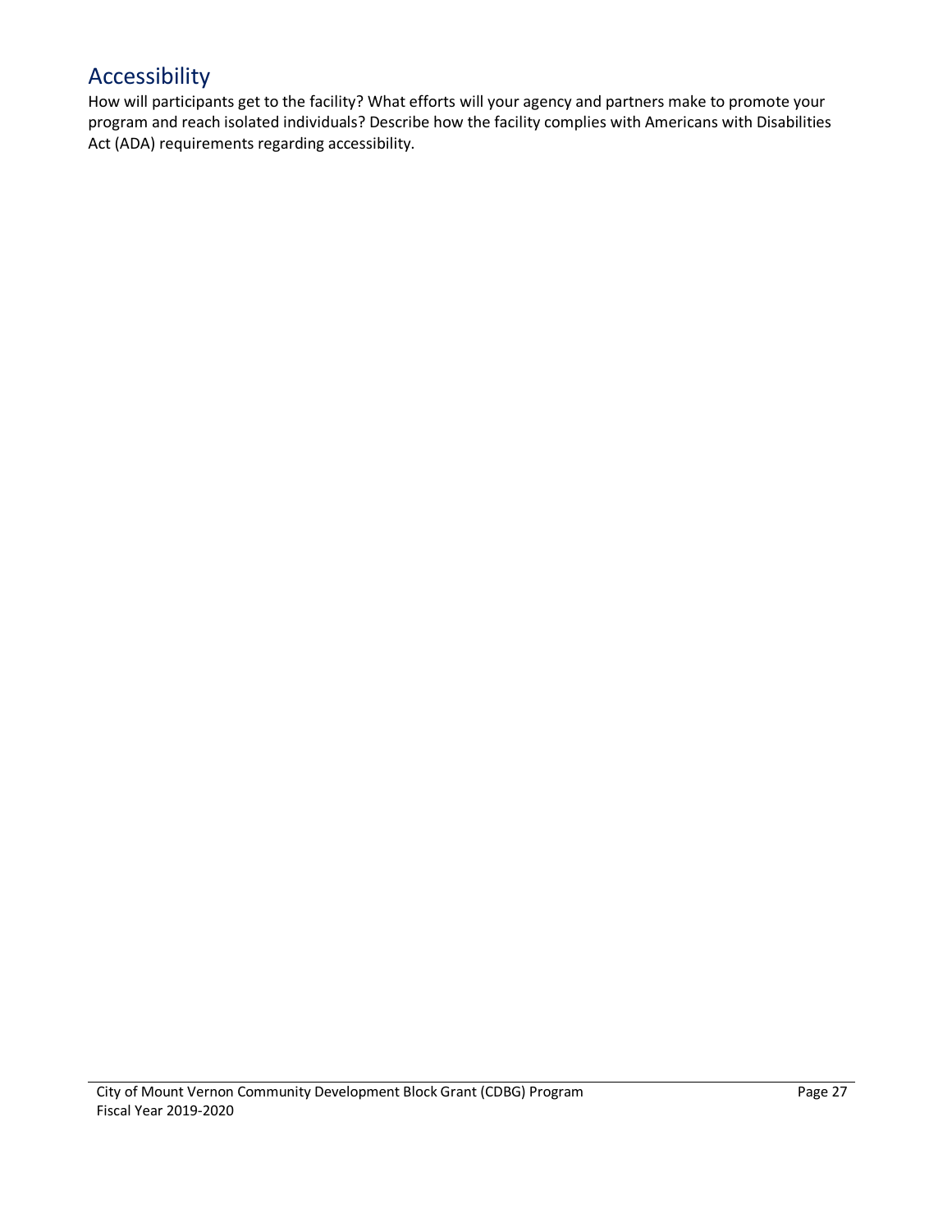## Accessibility

How will participants get to the facility? What efforts will your agency and partners make to promote your program and reach isolated individuals? Describe how the facility complies with Americans with Disabilities Act (ADA) requirements regarding accessibility.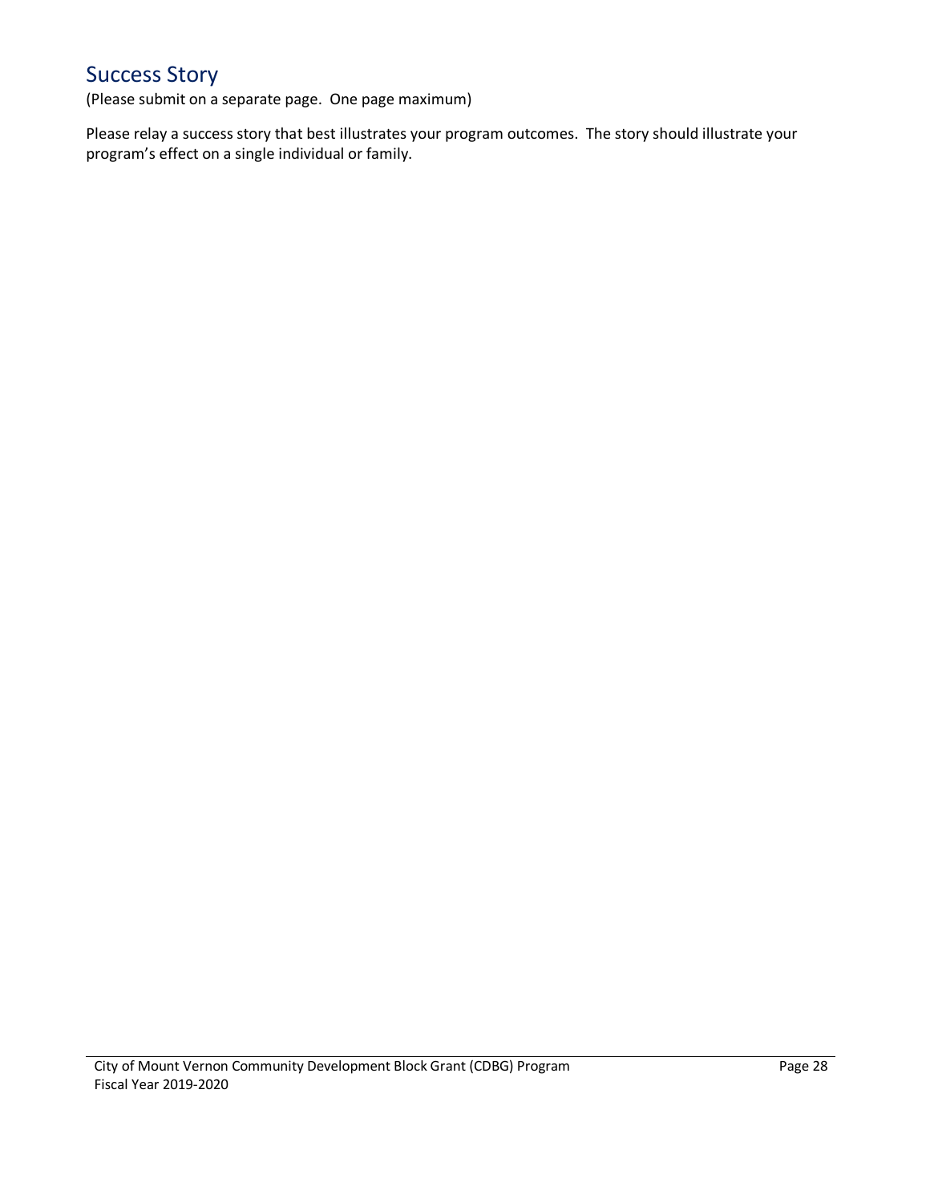## Success Story

(Please submit on a separate page. One page maximum)

Please relay a success story that best illustrates your program outcomes. The story should illustrate your program's effect on a single individual or family.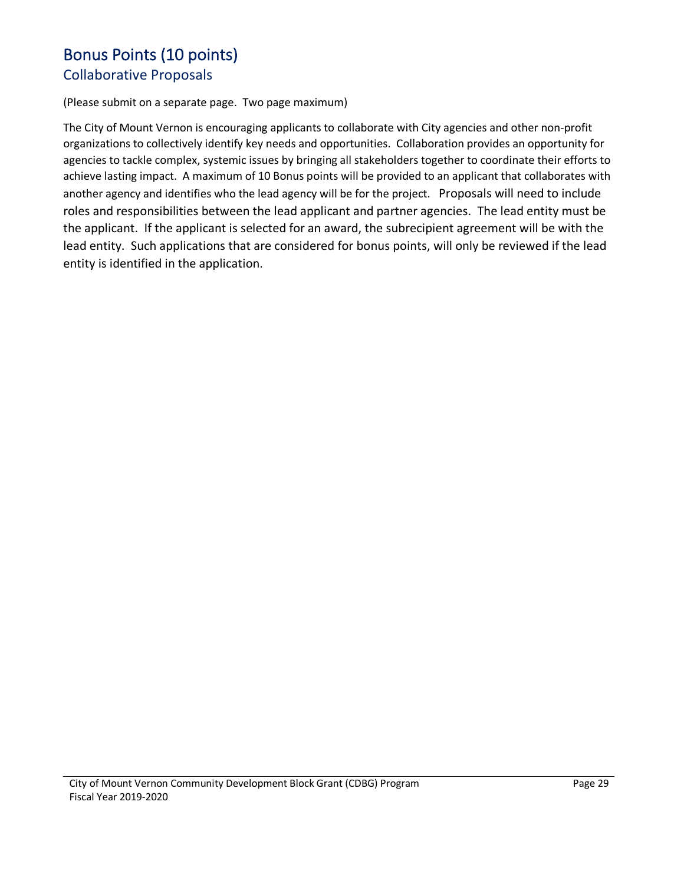# Bonus Points (10 points)

## Collaborative Proposals

(Please submit on a separate page. Two page maximum)

The City of Mount Vernon is encouraging applicants to collaborate with City agencies and other non-profit organizations to collectively identify key needs and opportunities. Collaboration provides an opportunity for agencies to tackle complex, systemic issues by bringing all stakeholders together to coordinate their efforts to achieve lasting impact. A maximum of 10 Bonus points will be provided to an applicant that collaborates with another agency and identifies who the lead agency will be for the project. Proposals will need to include roles and responsibilities between the lead applicant and partner agencies. The lead entity must be the applicant. If the applicant is selected for an award, the subrecipient agreement will be with the lead entity. Such applications that are considered for bonus points, will only be reviewed if the lead entity is identified in the application.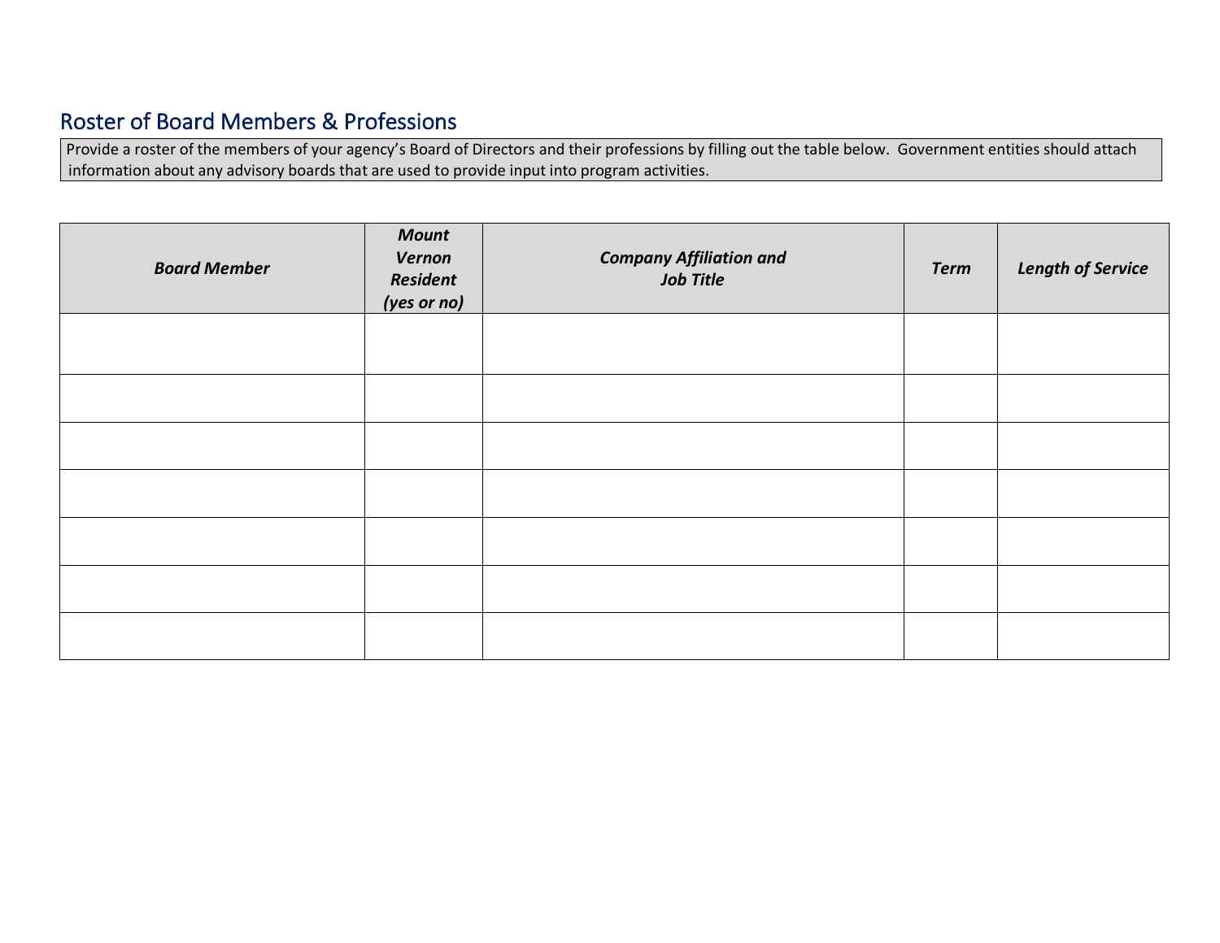## Roster of Board Members & Professions

Provide a roster of the members of your agency's Board of Directors and their professions by filling out the table below. Government entities should attach information about any advisory boards that are used to provide input into program activities.

| ***Board Member*** | ***Mount Vernon Resident (yes or no)*** | ***Company Affiliation and Job Title*** | ***Term*** | ***Length of Service*** |
|---|---|---|---|---|
| | | | | |
| | | | | |
| | | | | |
| | | | | |
| | | | | |
| | | | | |
| | | | | |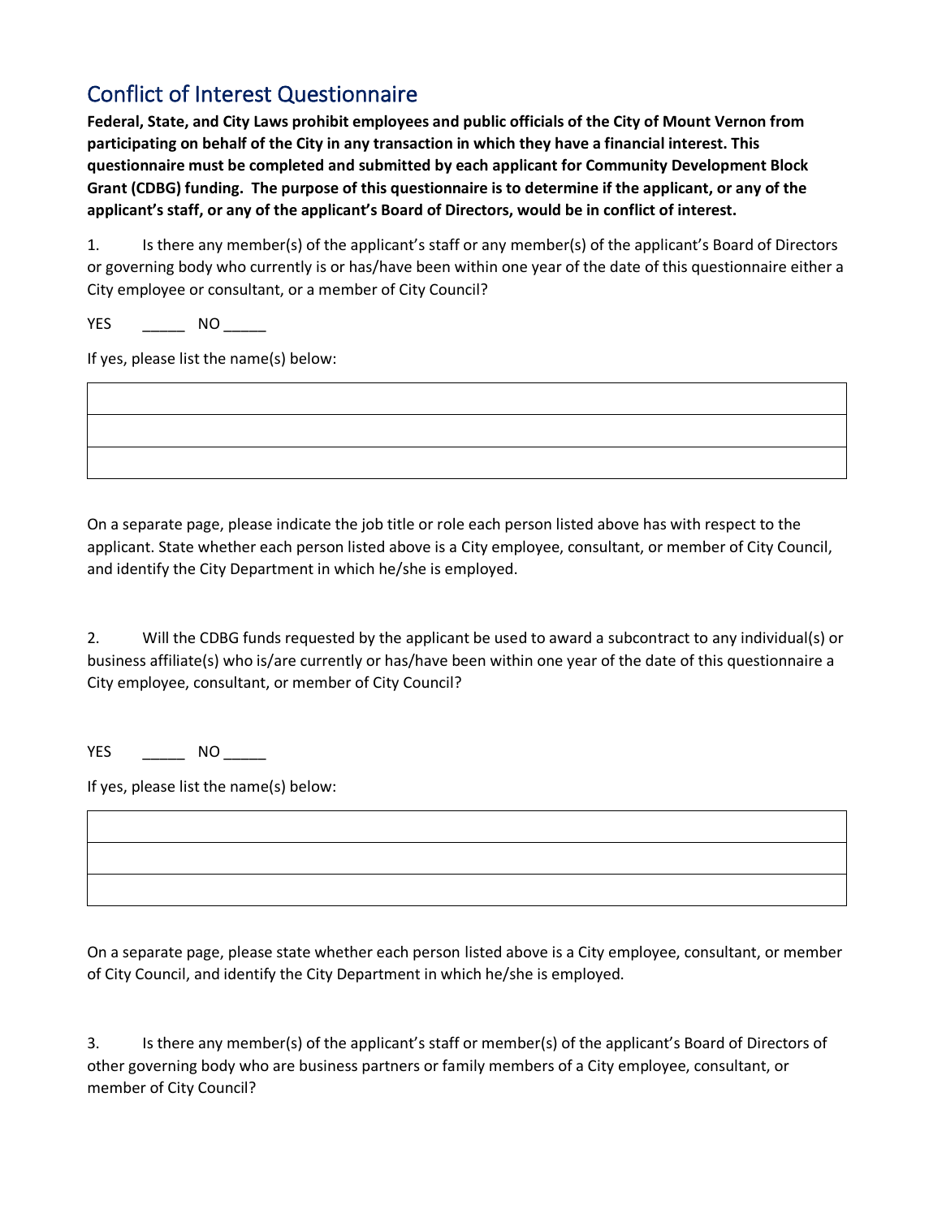## Conflict of Interest Questionnaire

**Federal, State, and City Laws prohibit employees and public officials of the City of Mount Vernon from participating on behalf of the City in any transaction in which they have a financial interest. This questionnaire must be completed and submitted by each applicant for Community Development Block Grant (CDBG) funding. The purpose of this questionnaire is to determine if the applicant, or any of the applicant's staff, or any of the applicant's Board of Directors, would be in conflict of interest.**

1. Is there any member(s) of the applicant's staff or any member(s) of the applicant's Board of Directors or governing body who currently is or has/have been within one year of the date of this questionnaire either a City employee or consultant, or a member of City Council?

YES _____ NO _____

If yes, please list the name(s) below:

| |
|---|
| |
| |
| |

On a separate page, please indicate the job title or role each person listed above has with respect to the applicant. State whether each person listed above is a City employee, consultant, or member of City Council, and identify the City Department in which he/she is employed.

2. Will the CDBG funds requested by the applicant be used to award a subcontract to any individual(s) or business affiliate(s) who is/are currently or has/have been within one year of the date of this questionnaire a City employee, consultant, or member of City Council?

YES _____ NO _____

If yes, please list the name(s) below:

| |
|---|
| |
| |
| |

On a separate page, please state whether each person listed above is a City employee, consultant, or member of City Council, and identify the City Department in which he/she is employed.

3. Is there any member(s) of the applicant's staff or member(s) of the applicant's Board of Directors of other governing body who are business partners or family members of a City employee, consultant, or member of City Council?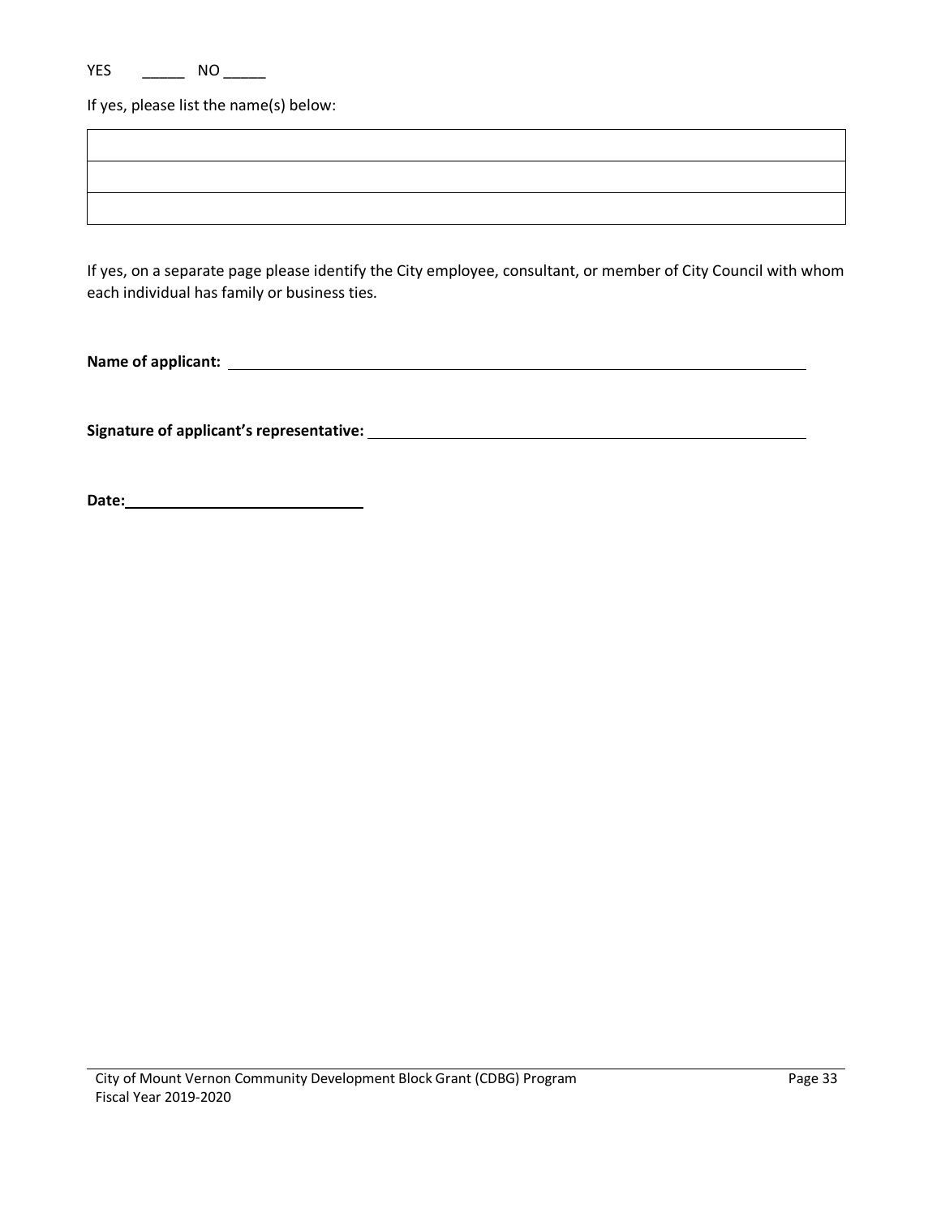YES _____ NO _____

If yes, please list the name(s) below:

| |
|---|
| |
| |
| |

If yes, on a separate page please identify the City employee, consultant, or member of City Council with whom each individual has family or business ties.

**Name of applicant:** ______________________________________________

**Signature of applicant's representative:** ______________________________________________

**Date:** ______________________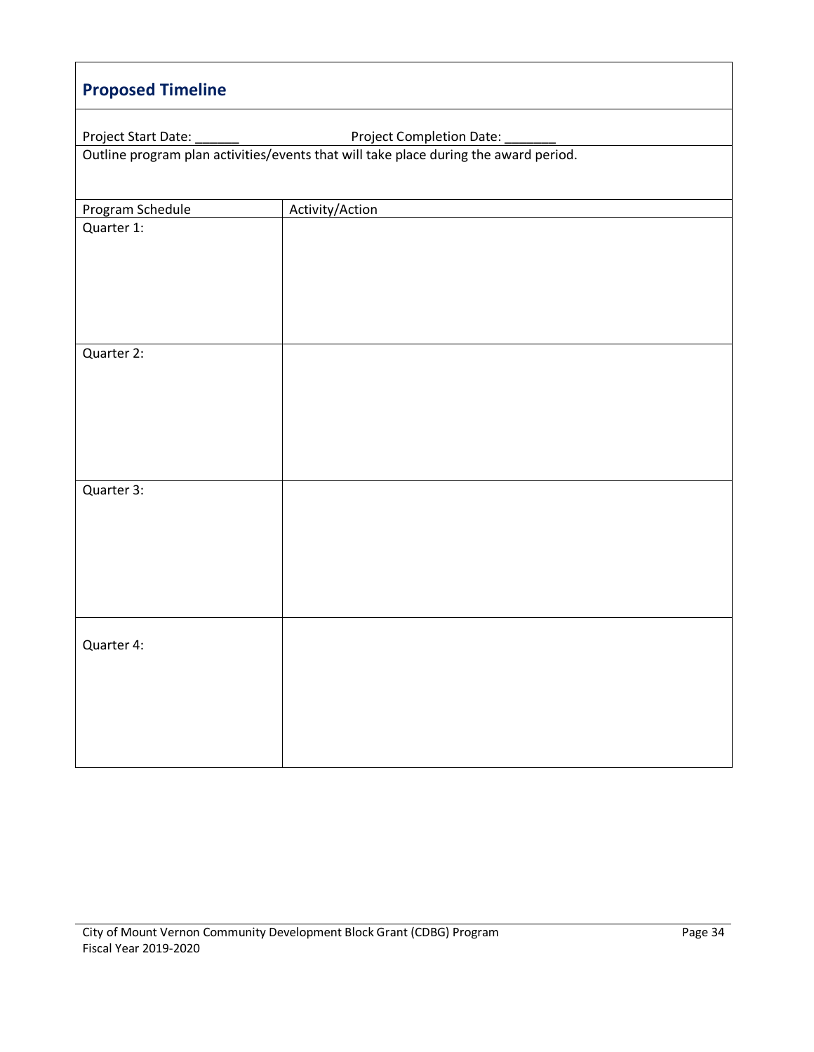## Proposed Timeline

Project Start Date: ______ Project Completion Date: _______

Outline program plan activities/events that will take place during the award period.

| Program Schedule | Activity/Action |
|---|---|
| Quarter 1: | |
| Quarter 2: | |
| Quarter 3: | |
| Quarter 4: | |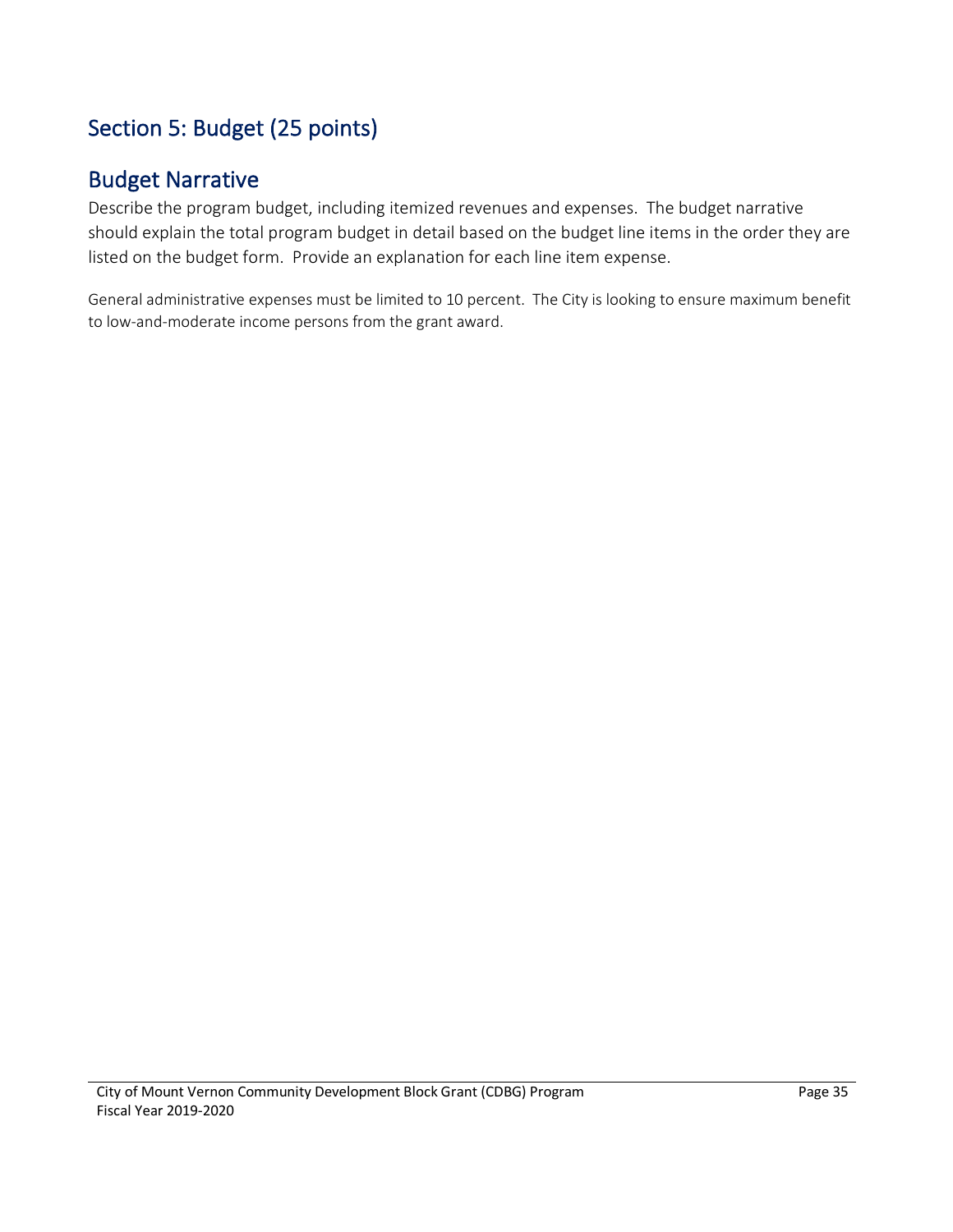## Section 5: Budget (25 points)

## Budget Narrative

Describe the program budget, including itemized revenues and expenses. The budget narrative should explain the total program budget in detail based on the budget line items in the order they are listed on the budget form. Provide an explanation for each line item expense.

General administrative expenses must be limited to 10 percent. The City is looking to ensure maximum benefit to low-and-moderate income persons from the grant award.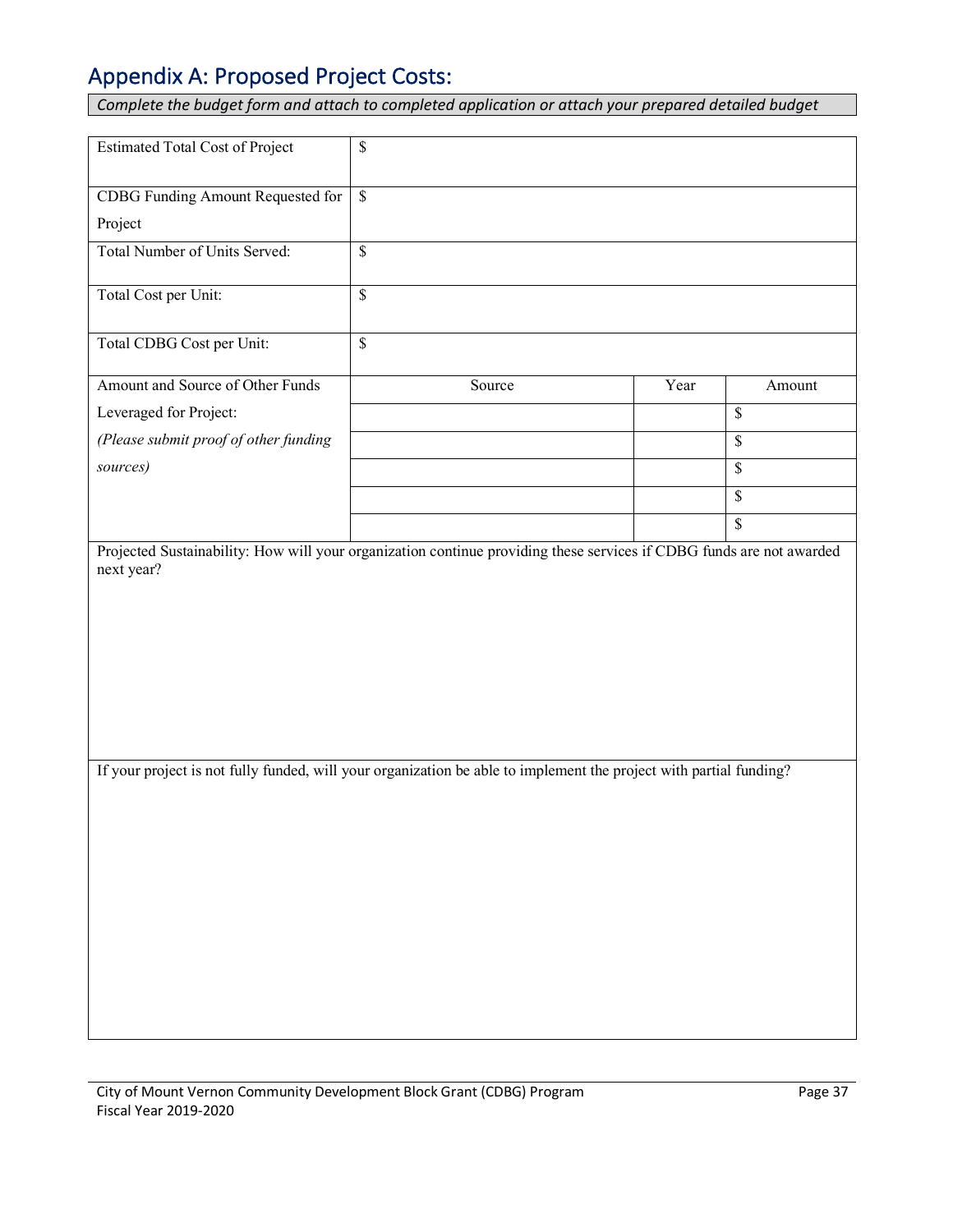## Appendix A: Proposed Project Costs:

*Complete the budget form and attach to completed application or attach your prepared detailed budget*

| | | | |
|---|---|---|---|
| Estimated Total Cost of Project | $ | | |
| CDBG Funding Amount Requested for Project | $ | | |
| Total Number of Units Served: | $ | | |
| Total Cost per Unit: | $ | | |
| Total CDBG Cost per Unit: | $ | | |
| Amount and Source of Other Funds Leveraged for Project: *(Please submit proof of other funding sources)* | Source | Year | Amount |
| | | | $ |
| | | | $ |
| | | | $ |
| | | | $ |
| | | | $ |

Projected Sustainability: How will your organization continue providing these services if CDBG funds are not awarded next year?

If your project is not fully funded, will your organization be able to implement the project with partial funding?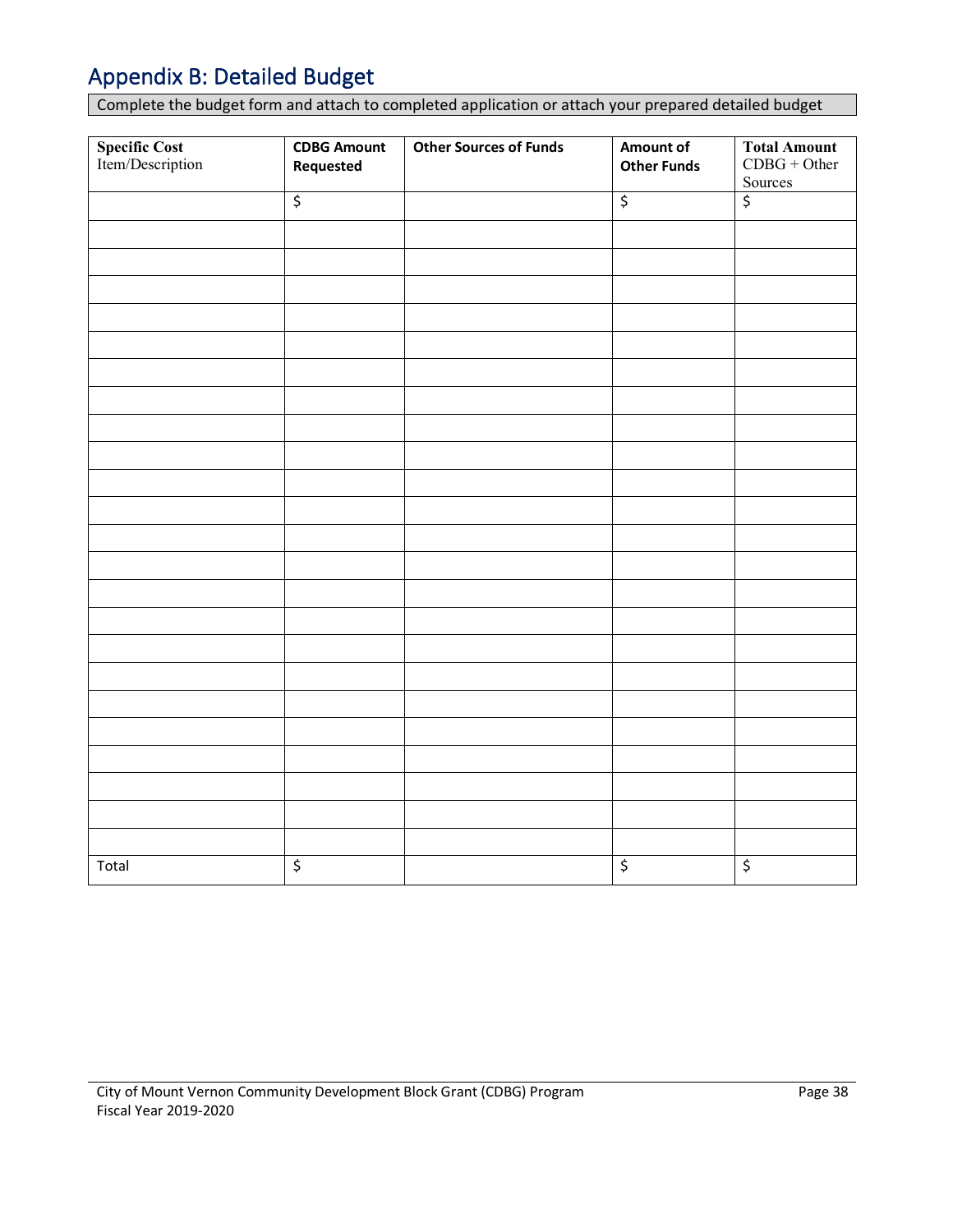# Appendix B: Detailed Budget

Complete the budget form and attach to completed application or attach your prepared detailed budget

| **Specific Cost** Item/Description | **CDBG Amount Requested** | **Other Sources of Funds** | **Amount of Other Funds** | **Total Amount** CDBG + Other Sources |
|---|---|---|---|---|
| | $ | | $ | $ |
| | | | | |
| | | | | |
| | | | | |
| | | | | |
| | | | | |
| | | | | |
| | | | | |
| | | | | |
| | | | | |
| | | | | |
| | | | | |
| | | | | |
| | | | | |
| | | | | |
| | | | | |
| | | | | |
| | | | | |
| | | | | |
| | | | | |
| | | | | |
| | | | | |
| | | | | |
| | | | | |
| Total | $ | | $ | $ |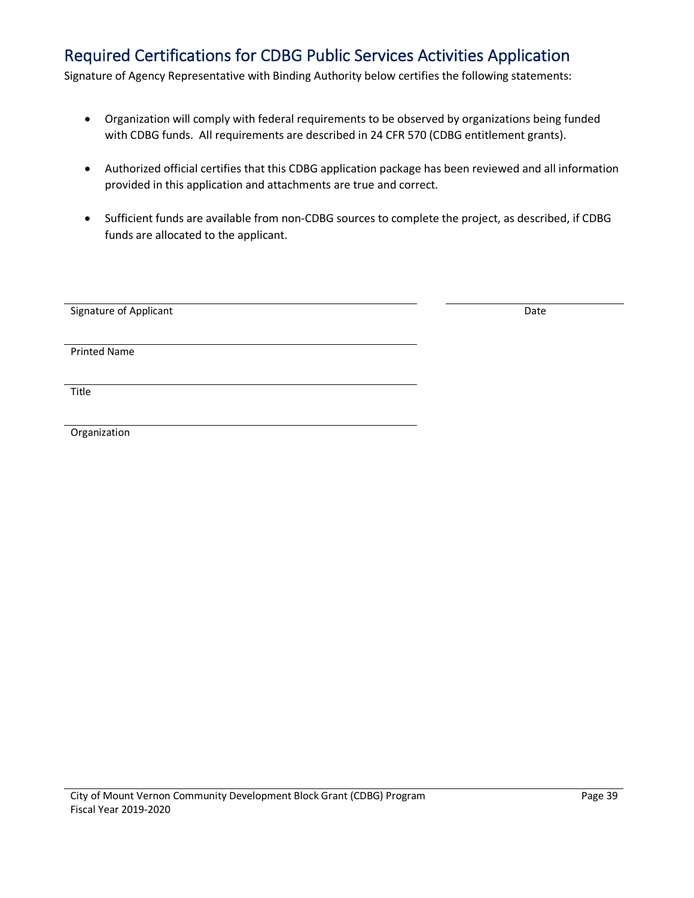## Required Certifications for CDBG Public Services Activities Application

Signature of Agency Representative with Binding Authority below certifies the following statements:

- Organization will comply with federal requirements to be observed by organizations being funded with CDBG funds. All requirements are described in 24 CFR 570 (CDBG entitlement grants).
- Authorized official certifies that this CDBG application package has been reviewed and all information provided in this application and attachments are true and correct.
- Sufficient funds are available from non-CDBG sources to complete the project, as described, if CDBG funds are allocated to the applicant.

______________________________________________ ____________________
Signature of Applicant Date

______________________________________________
Printed Name

______________________________________________
Title

______________________________________________
Organization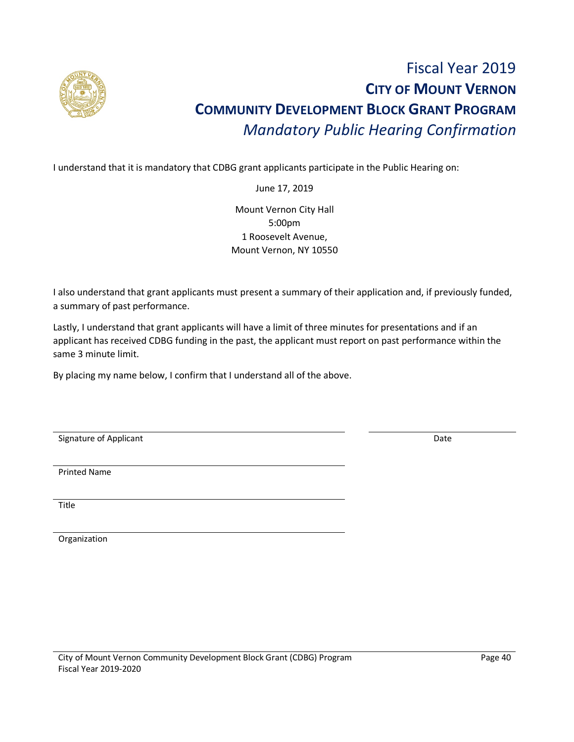# Fiscal Year 2019

# CITY OF MOUNT VERNON

# COMMUNITY DEVELOPMENT BLOCK GRANT PROGRAM

## *Mandatory Public Hearing Confirmation*

I understand that it is mandatory that CDBG grant applicants participate in the Public Hearing on:

June 17, 2019

Mount Vernon City Hall
5:00pm
1 Roosevelt Avenue,
Mount Vernon, NY 10550

I also understand that grant applicants must present a summary of their application and, if previously funded, a summary of past performance.

Lastly, I understand that grant applicants will have a limit of three minutes for presentations and if an applicant has received CDBG funding in the past, the applicant must report on past performance within the same 3 minute limit.

By placing my name below, I confirm that I understand all of the above.

______________________________ ______________

Signature of Applicant Date

______________________________

Printed Name

______________________________

Title

______________________________

Organization